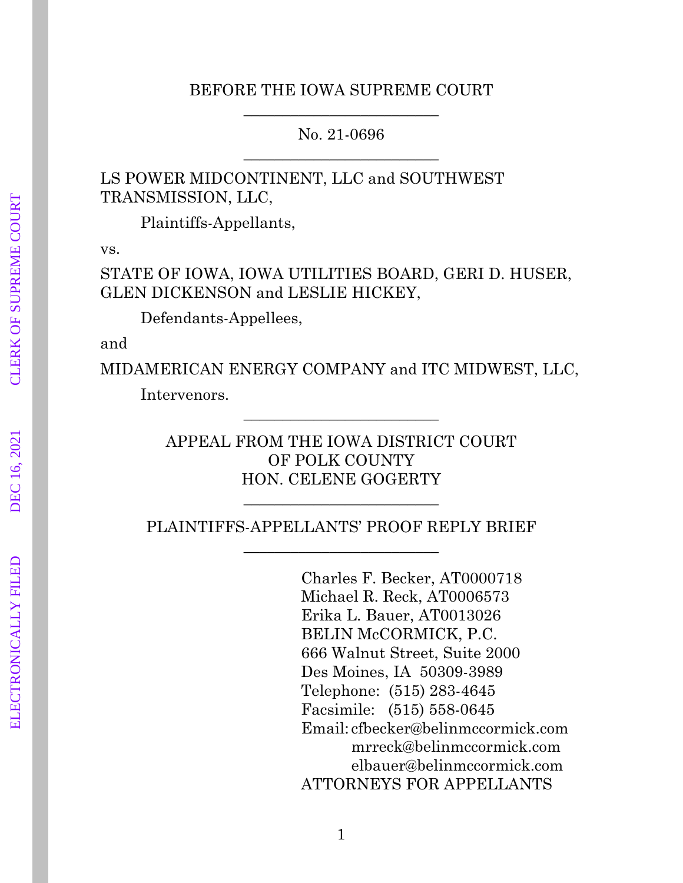BEFORE THE IOWA SUPREME COURT

---

No. 21-0696

---

LS POWER MIDCONTINENT, LLC and SOUTHWEST TRANSMISSION, LLC,

Plaintiffs-Appellants,

vs.

STATE OF IOWA, IOWA UTILITIES BOARD, GERI D. HUSER, GLEN DICKENSON and LESLIE HICKEY,

Defendants-Appellees,

and

MIDAMERICAN ENERGY COMPANY and ITC MIDWEST, LLC,

Intervenors.

---

APPEAL FROM THE IOWA DISTRICT COURT
OF POLK COUNTY
HON. CELENE GOGERTY

---

PLAINTIFFS-APPELLANTS' PROOF REPLY BRIEF

---

Charles F. Becker, AT0000718
Michael R. Reck, AT0006573
Erika L. Bauer, AT0013026
BELIN McCORMICK, P.C.
666 Walnut Street, Suite 2000
Des Moines, IA 50309-3989
Telephone: (515) 283-4645
Facsimile: (515) 558-0645
Email: cfbecker@belinmccormick.com
mrreck@belinmccormick.com
elbauer@belinmccormick.com
ATTORNEYS FOR APPELLANTS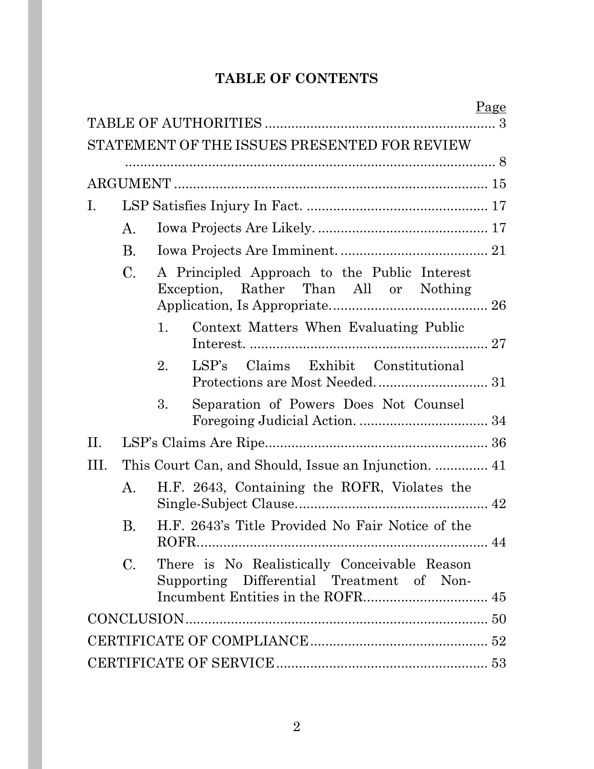# TABLE OF CONTENTS

| | Page |
|---|---|
| TABLE OF AUTHORITIES | 3 |
| STATEMENT OF THE ISSUES PRESENTED FOR REVIEW | 8 |
| ARGUMENT | 15 |
| I. LSP Satisfies Injury In Fact. | 17 |
| A. Iowa Projects Are Likely. | 17 |
| B. Iowa Projects Are Imminent. | 21 |
| C. A Principled Approach to the Public Interest Exception, Rather Than All or Nothing Application, Is Appropriate. | 26 |
| 1. Context Matters When Evaluating Public Interest. | 27 |
| 2. LSP's Claims Exhibit Constitutional Protections are Most Needed. | 31 |
| 3. Separation of Powers Does Not Counsel Foregoing Judicial Action. | 34 |
| II. LSP's Claims Are Ripe. | 36 |
| III. This Court Can, and Should, Issue an Injunction. | 41 |
| A. H.F. 2643, Containing the ROFR, Violates the Single-Subject Clause. | 42 |
| B. H.F. 2643's Title Provided No Fair Notice of the ROFR. | 44 |
| C. There is No Realistically Conceivable Reason Supporting Differential Treatment of Non-Incumbent Entities in the ROFR. | 45 |
| CONCLUSION | 50 |
| CERTIFICATE OF COMPLIANCE | 52 |
| CERTIFICATE OF SERVICE | 53 |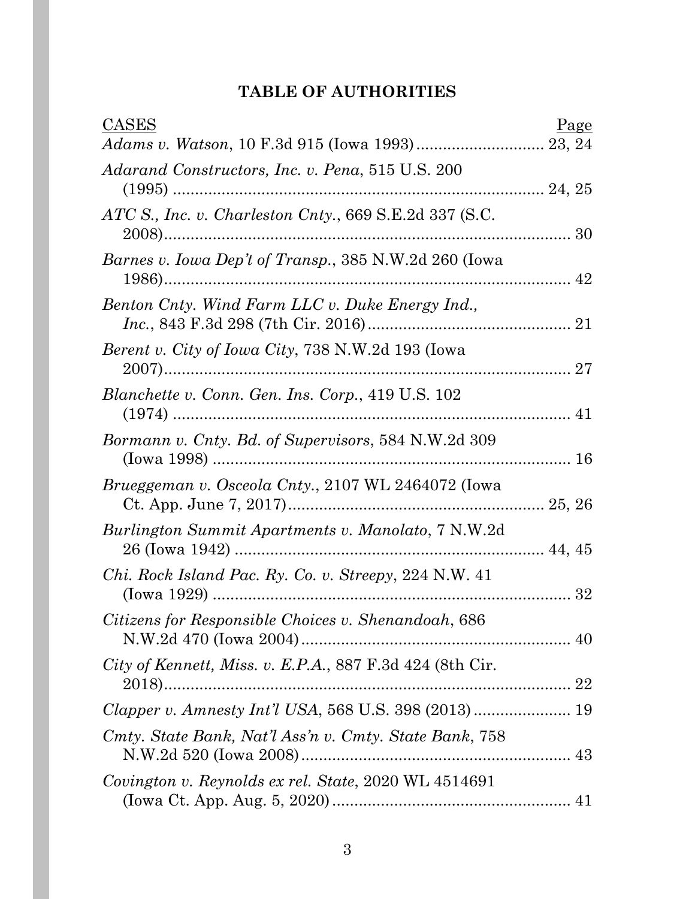# TABLE OF AUTHORITIES

| CASES | Page |
|---|---|
| *Adams v. Watson*, 10 F.3d 915 (Iowa 1993) | 23, 24 |
| *Adarand Constructors, Inc. v. Pena*, 515 U.S. 200 (1995) | 24, 25 |
| *ATC S., Inc. v. Charleston Cnty.*, 669 S.E.2d 337 (S.C. 2008) | 30 |
| *Barnes v. Iowa Dep't of Transp.*, 385 N.W.2d 260 (Iowa 1986) | 42 |
| *Benton Cnty. Wind Farm LLC v. Duke Energy Ind., Inc.*, 843 F.3d 298 (7th Cir. 2016) | 21 |
| *Berent v. City of Iowa City*, 738 N.W.2d 193 (Iowa 2007) | 27 |
| *Blanchette v. Conn. Gen. Ins. Corp.*, 419 U.S. 102 (1974) | 41 |
| *Bormann v. Cnty. Bd. of Supervisors*, 584 N.W.2d 309 (Iowa 1998) | 16 |
| *Brueggeman v. Osceola Cnty.*, 2107 WL 2464072 (Iowa Ct. App. June 7, 2017) | 25, 26 |
| *Burlington Summit Apartments v. Manolato*, 7 N.W.2d 26 (Iowa 1942) | 44, 45 |
| *Chi. Rock Island Pac. Ry. Co. v. Streepy*, 224 N.W. 41 (Iowa 1929) | 32 |
| *Citizens for Responsible Choices v. Shenandoah*, 686 N.W.2d 470 (Iowa 2004) | 40 |
| *City of Kennett, Miss. v. E.P.A.*, 887 F.3d 424 (8th Cir. 2018) | 22 |
| *Clapper v. Amnesty Int'l USA*, 568 U.S. 398 (2013) | 19 |
| *Cmty. State Bank, Nat'l Ass'n v. Cmty. State Bank*, 758 N.W.2d 520 (Iowa 2008) | 43 |
| *Covington v. Reynolds ex rel. State*, 2020 WL 4514691 (Iowa Ct. App. Aug. 5, 2020) | 41 |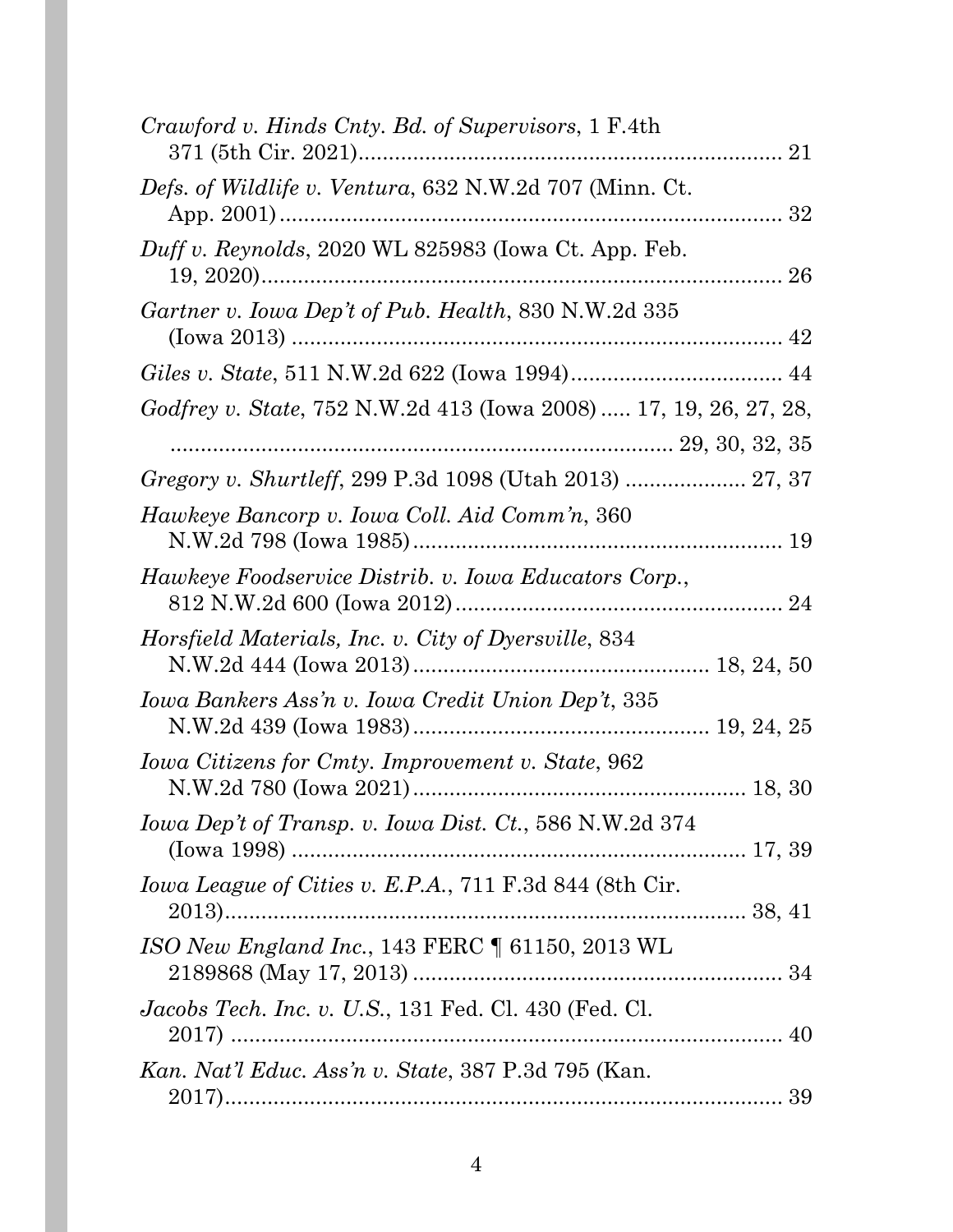*Crawford v. Hinds Cnty. Bd. of Supervisors*, 1 F.4th 371 (5th Cir. 2021)....................................................................... 21

*Defs. of Wildlife v. Ventura*, 632 N.W.2d 707 (Minn. Ct. App. 2001)..................................................................................... 32

*Duff v. Reynolds*, 2020 WL 825983 (Iowa Ct. App. Feb. 19, 2020)....................................................................................... 26

*Gartner v. Iowa Dep't of Pub. Health*, 830 N.W.2d 335 (Iowa 2013) ................................................................................ 42

*Giles v. State*, 511 N.W.2d 622 (Iowa 1994)................................... 44

*Godfrey v. State*, 752 N.W.2d 413 (Iowa 2008) ..... 17, 19, 26, 27, 28, ................................................................................... 29, 30, 32, 35

*Gregory v. Shurtleff*, 299 P.3d 1098 (Utah 2013) .................... 27, 37

*Hawkeye Bancorp v. Iowa Coll. Aid Comm'n*, 360 N.W.2d 798 (Iowa 1985)............................................................. 19

*Hawkeye Foodservice Distrib. v. Iowa Educators Corp.*, 812 N.W.2d 600 (Iowa 2012)...................................................... 24

*Horsfield Materials, Inc. v. City of Dyersville*, 834 N.W.2d 444 (Iowa 2013)................................................ 18, 24, 50

*Iowa Bankers Ass'n v. Iowa Credit Union Dep't*, 335 N.W.2d 439 (Iowa 1983)................................................ 19, 24, 25

*Iowa Citizens for Cmty. Improvement v. State*, 962 N.W.2d 780 (Iowa 2021)....................................................... 18, 30

*Iowa Dep't of Transp. v. Iowa Dist. Ct.*, 586 N.W.2d 374 (Iowa 1998) .......................................................................... 17, 39

*Iowa League of Cities v. E.P.A.*, 711 F.3d 844 (8th Cir. 2013)........................................................................................ 38, 41

*ISO New England Inc.*, 143 FERC ¶ 61150, 2013 WL 2189868 (May 17, 2013) ............................................................. 34

*Jacobs Tech. Inc. v. U.S.*, 131 Fed. Cl. 430 (Fed. Cl. 2017) ........................................................................................... 40

*Kan. Nat'l Educ. Ass'n v. State*, 387 P.3d 795 (Kan. 2017)............................................................................................. 39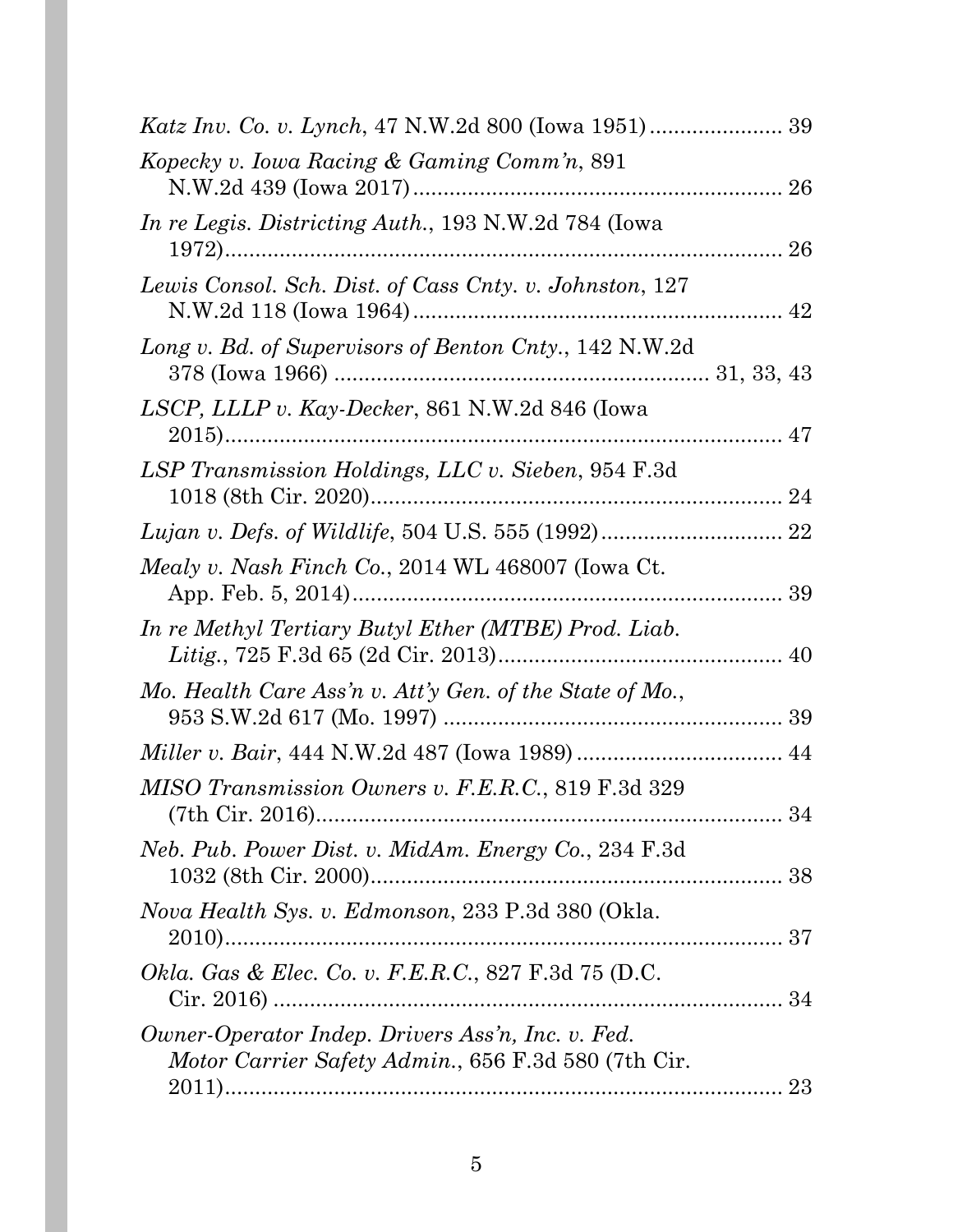*Katz Inv. Co. v. Lynch*, 47 N.W.2d 800 (Iowa 1951) ...................... 39

*Kopecky v. Iowa Racing & Gaming Comm'n*, 891 N.W.2d 439 (Iowa 2017) ............................................................ 26

*In re Legis. Districting Auth.*, 193 N.W.2d 784 (Iowa 1972) ............................................................................... 26

*Lewis Consol. Sch. Dist. of Cass Cnty. v. Johnston*, 127 N.W.2d 118 (Iowa 1964) ............................................................ 42

*Long v. Bd. of Supervisors of Benton Cnty.*, 142 N.W.2d 378 (Iowa 1966) ............................................................ 31, 33, 43

*LSCP, LLLP v. Kay-Decker*, 861 N.W.2d 846 (Iowa 2015) ............................................................................... 47

*LSP Transmission Holdings, LLC v. Sieben*, 954 F.3d 1018 (8th Cir. 2020) ..................................................................... 24

*Lujan v. Defs. of Wildlife*, 504 U.S. 555 (1992) .............................. 22

*Mealy v. Nash Finch Co.*, 2014 WL 468007 (Iowa Ct. App. Feb. 5, 2014) ......................................................................... 39

*In re Methyl Tertiary Butyl Ether (MTBE) Prod. Liab. Litig.*, 725 F.3d 65 (2d Cir. 2013) .............................................. 40

*Mo. Health Care Ass'n v. Att'y Gen. of the State of Mo.*, 953 S.W.2d 617 (Mo. 1997) ........................................................ 39

*Miller v. Bair*, 444 N.W.2d 487 (Iowa 1989) ................................. 44

*MISO Transmission Owners v. F.E.R.C.*, 819 F.3d 329 (7th Cir. 2016) ............................................................................. 34

*Neb. Pub. Power Dist. v. MidAm. Energy Co.*, 234 F.3d 1032 (8th Cir. 2000) ..................................................................... 38

*Nova Health Sys. v. Edmonson*, 233 P.3d 380 (Okla. 2010) ............................................................................... 37

*Okla. Gas & Elec. Co. v. F.E.R.C.*, 827 F.3d 75 (D.C. Cir. 2016) ..................................................................................... 34

*Owner-Operator Indep. Drivers Ass'n, Inc. v. Fed. Motor Carrier Safety Admin.*, 656 F.3d 580 (7th Cir. 2011) ............................................................................... 23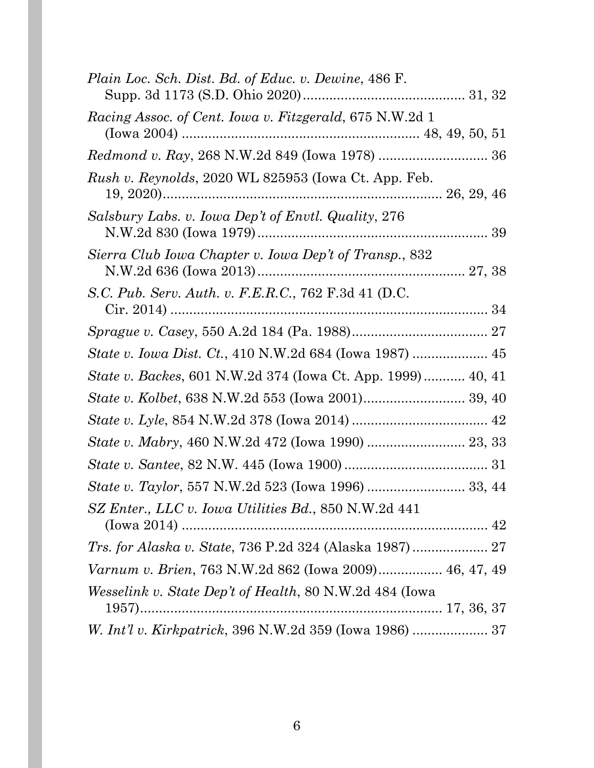*Plain Loc. Sch. Dist. Bd. of Educ. v. Dewine*, 486 F. Supp. 3d 1173 (S.D. Ohio 2020) .......................................... 31, 32

*Racing Assoc. of Cent. Iowa v. Fitzgerald*, 675 N.W.2d 1 (Iowa 2004) .............................................................. 48, 49, 50, 51

*Redmond v. Ray*, 268 N.W.2d 849 (Iowa 1978) ............................ 36

*Rush v. Reynolds*, 2020 WL 825953 (Iowa Ct. App. Feb. 19, 2020) ......................................................................... 26, 29, 46

*Salsbury Labs. v. Iowa Dep't of Envtl. Quality*, 276 N.W.2d 830 (Iowa 1979) ............................................................. 39

*Sierra Club Iowa Chapter v. Iowa Dep't of Transp.*, 832 N.W.2d 636 (Iowa 2013) ....................................................... 27, 38

*S.C. Pub. Serv. Auth. v. F.E.R.C.*, 762 F.3d 41 (D.C. Cir. 2014) .................................................................................... 34

*Sprague v. Casey*, 550 A.2d 184 (Pa. 1988) ................................... 27

*State v. Iowa Dist. Ct.*, 410 N.W.2d 684 (Iowa 1987) .................... 45

*State v. Backes*, 601 N.W.2d 374 (Iowa Ct. App. 1999) ........... 40, 41

*State v. Kolbet*, 638 N.W.2d 553 (Iowa 2001) ........................... 39, 40

*State v. Lyle*, 854 N.W.2d 378 (Iowa 2014) .................................... 42

*State v. Mabry*, 460 N.W.2d 472 (Iowa 1990) .......................... 23, 33

*State v. Santee*, 82 N.W. 445 (Iowa 1900) ...................................... 31

*State v. Taylor*, 557 N.W.2d 523 (Iowa 1996) .......................... 33, 44

*SZ Enter., LLC v. Iowa Utilities Bd.*, 850 N.W.2d 441 (Iowa 2014) ................................................................................... 42

*Trs. for Alaska v. State*, 736 P.2d 324 (Alaska 1987) .................... 27

*Varnum v. Brien*, 763 N.W.2d 862 (Iowa 2009) ................. 46, 47, 49

*Wesselink v. State Dep't of Health*, 80 N.W.2d 484 (Iowa 1957) ................................................................................ 17, 36, 37

*W. Int'l v. Kirkpatrick*, 396 N.W.2d 359 (Iowa 1986) .................... 37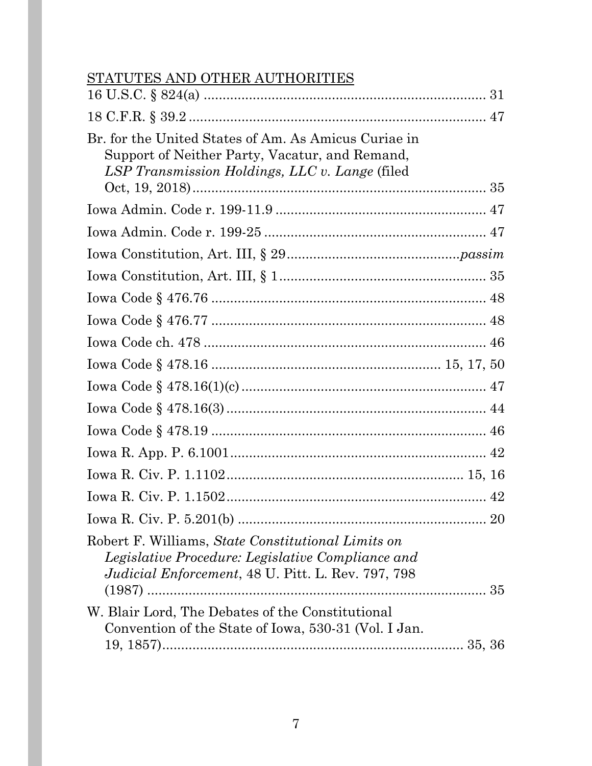<u>STATUTES AND OTHER AUTHORITIES</u>

16 U.S.C. § 824(a) ........................................................................... 31

18 C.F.R. § 39.2 ............................................................................... 47

Br. for the United States of Am. As Amicus Curiae in Support of Neither Party, Vacatur, and Remand, *LSP Transmission Holdings, LLC v. Lange* (filed Oct, 19, 2018) ............................................................................... 35

Iowa Admin. Code r. 199-11.9 ........................................................ 47

Iowa Admin. Code r. 199-25 ........................................................... 47

Iowa Constitution, Art. III, § 29 ............................................. *passim*

Iowa Constitution, Art. III, § 1 ....................................................... 35

Iowa Code § 476.76 ......................................................................... 48

Iowa Code § 476.77 ......................................................................... 48

Iowa Code ch. 478 ........................................................................... 46

Iowa Code § 478.16 ........................................................... 15, 17, 50

Iowa Code § 478.16(1)(c) ................................................................. 47

Iowa Code § 478.16(3) ..................................................................... 44

Iowa Code § 478.19 ......................................................................... 46

Iowa R. App. P. 6.1001 ..................................................................... 42

Iowa R. Civ. P. 1.1102 ................................................................ 15, 16

Iowa R. Civ. P. 1.1502 ...................................................................... 42

Iowa R. Civ. P. 5.201(b) ................................................................... 20

Robert F. Williams, *State Constitutional Limits on Legislative Procedure: Legislative Compliance and Judicial Enforcement*, 48 U. Pitt. L. Rev. 797, 798 (1987) ............................................................................ 35

W. Blair Lord, The Debates of the Constitutional Convention of the State of Iowa, 530-31 (Vol. I Jan. 19, 1857) .................................................................... 35, 36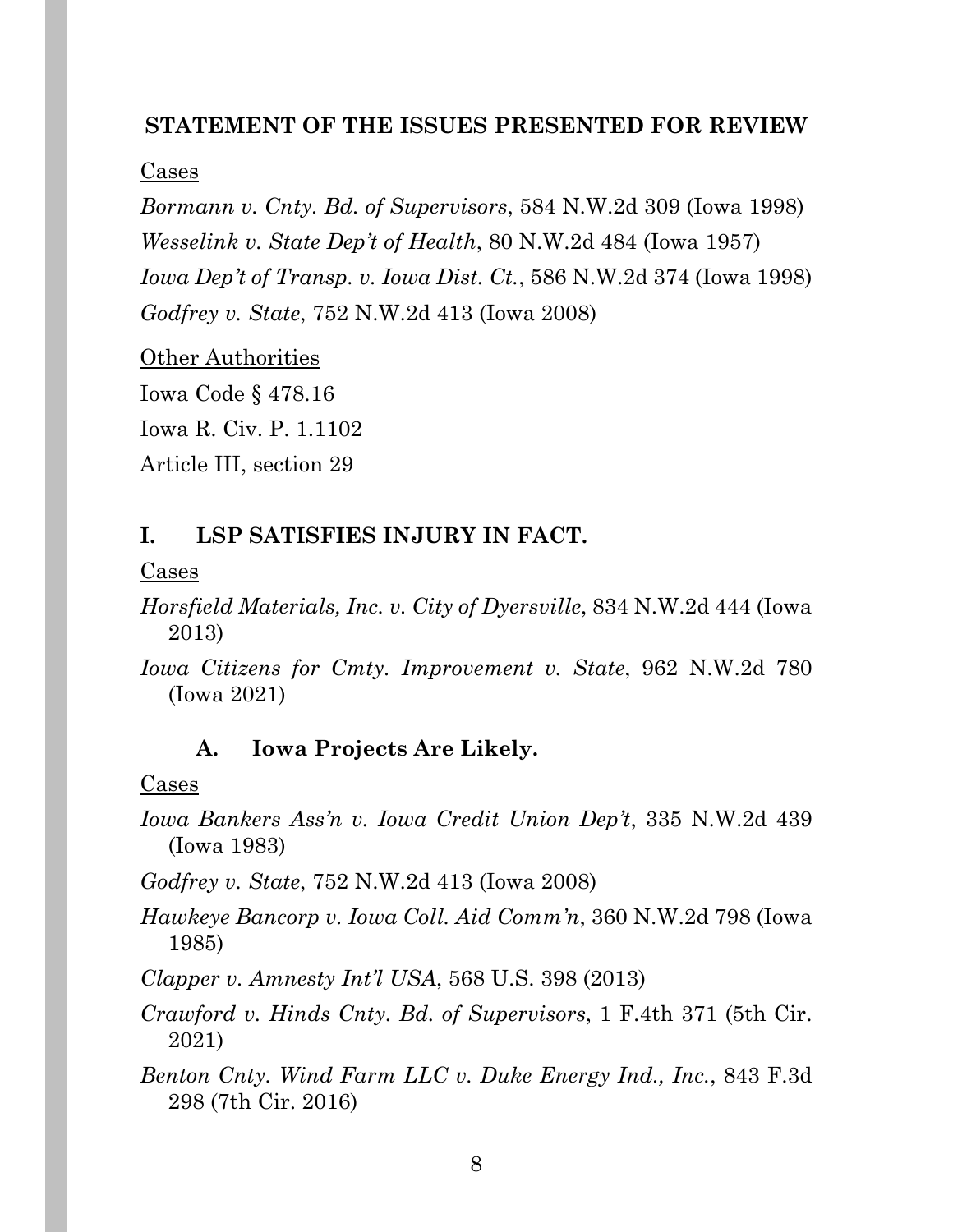## STATEMENT OF THE ISSUES PRESENTED FOR REVIEW

Cases

*Bormann v. Cnty. Bd. of Supervisors*, 584 N.W.2d 309 (Iowa 1998)

*Wesselink v. State Dep't of Health*, 80 N.W.2d 484 (Iowa 1957)

*Iowa Dep't of Transp. v. Iowa Dist. Ct.*, 586 N.W.2d 374 (Iowa 1998)

*Godfrey v. State*, 752 N.W.2d 413 (Iowa 2008)

Other Authorities

Iowa Code § 478.16

Iowa R. Civ. P. 1.1102

Article III, section 29

## I. LSP SATISFIES INJURY IN FACT.

Cases

*Horsfield Materials, Inc. v. City of Dyersville*, 834 N.W.2d 444 (Iowa 2013)

*Iowa Citizens for Cmty. Improvement v. State*, 962 N.W.2d 780 (Iowa 2021)

### A. Iowa Projects Are Likely.

Cases

*Iowa Bankers Ass'n v. Iowa Credit Union Dep't*, 335 N.W.2d 439 (Iowa 1983)

*Godfrey v. State*, 752 N.W.2d 413 (Iowa 2008)

*Hawkeye Bancorp v. Iowa Coll. Aid Comm'n*, 360 N.W.2d 798 (Iowa 1985)

*Clapper v. Amnesty Int'l USA*, 568 U.S. 398 (2013)

*Crawford v. Hinds Cnty. Bd. of Supervisors*, 1 F.4th 371 (5th Cir. 2021)

*Benton Cnty. Wind Farm LLC v. Duke Energy Ind., Inc.*, 843 F.3d 298 (7th Cir. 2016)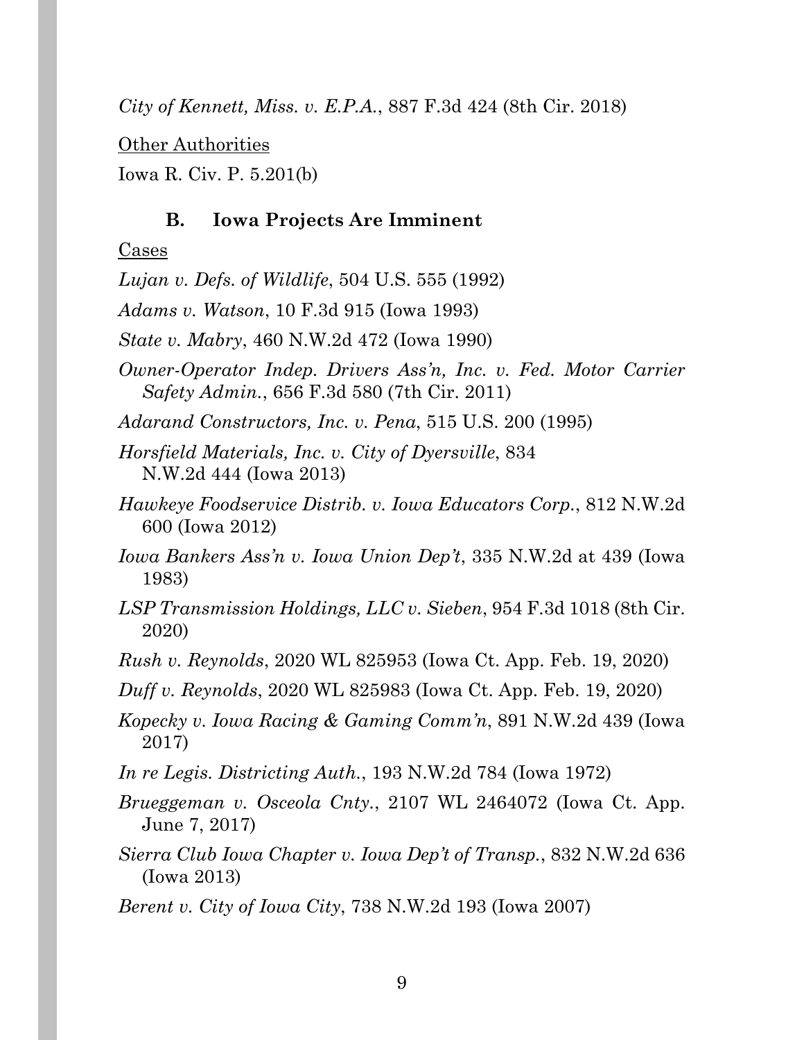*City of Kennett, Miss. v. E.P.A.*, 887 F.3d 424 (8th Cir. 2018)

Other Authorities

Iowa R. Civ. P. 5.201(b)

### B. Iowa Projects Are Imminent

Cases

*Lujan v. Defs. of Wildlife*, 504 U.S. 555 (1992)

*Adams v. Watson*, 10 F.3d 915 (Iowa 1993)

*State v. Mabry*, 460 N.W.2d 472 (Iowa 1990)

*Owner-Operator Indep. Drivers Ass'n, Inc. v. Fed. Motor Carrier Safety Admin.*, 656 F.3d 580 (7th Cir. 2011)

*Adarand Constructors, Inc. v. Pena*, 515 U.S. 200 (1995)

*Horsfield Materials, Inc. v. City of Dyersville*, 834 N.W.2d 444 (Iowa 2013)

*Hawkeye Foodservice Distrib. v. Iowa Educators Corp.*, 812 N.W.2d 600 (Iowa 2012)

*Iowa Bankers Ass'n v. Iowa Union Dep't*, 335 N.W.2d at 439 (Iowa 1983)

*LSP Transmission Holdings, LLC v. Sieben*, 954 F.3d 1018 (8th Cir. 2020)

*Rush v. Reynolds*, 2020 WL 825953 (Iowa Ct. App. Feb. 19, 2020)

*Duff v. Reynolds*, 2020 WL 825983 (Iowa Ct. App. Feb. 19, 2020)

*Kopecky v. Iowa Racing & Gaming Comm'n*, 891 N.W.2d 439 (Iowa 2017)

*In re Legis. Districting Auth.*, 193 N.W.2d 784 (Iowa 1972)

*Brueggeman v. Osceola Cnty.*, 2107 WL 2464072 (Iowa Ct. App. June 7, 2017)

*Sierra Club Iowa Chapter v. Iowa Dep't of Transp.*, 832 N.W.2d 636 (Iowa 2013)

*Berent v. City of Iowa City*, 738 N.W.2d 193 (Iowa 2007)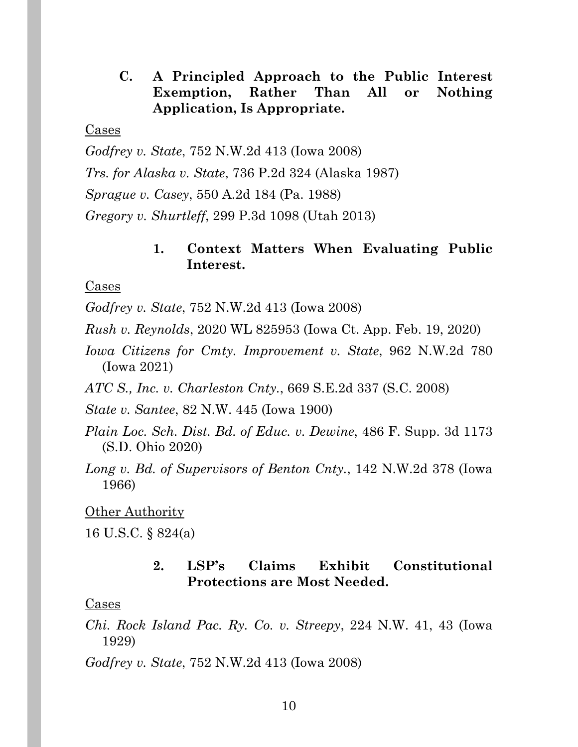### C. A Principled Approach to the Public Interest Exemption, Rather Than All or Nothing Application, Is Appropriate.

Cases

*Godfrey v. State*, 752 N.W.2d 413 (Iowa 2008)

*Trs. for Alaska v. State*, 736 P.2d 324 (Alaska 1987)

*Sprague v. Casey*, 550 A.2d 184 (Pa. 1988)

*Gregory v. Shurtleff*, 299 P.3d 1098 (Utah 2013)

#### 1. Context Matters When Evaluating Public Interest.

Cases

*Godfrey v. State*, 752 N.W.2d 413 (Iowa 2008)

*Rush v. Reynolds*, 2020 WL 825953 (Iowa Ct. App. Feb. 19, 2020)

*Iowa Citizens for Cmty. Improvement v. State*, 962 N.W.2d 780 (Iowa 2021)

*ATC S., Inc. v. Charleston Cnty.*, 669 S.E.2d 337 (S.C. 2008)

*State v. Santee*, 82 N.W. 445 (Iowa 1900)

*Plain Loc. Sch. Dist. Bd. of Educ. v. Dewine*, 486 F. Supp. 3d 1173 (S.D. Ohio 2020)

*Long v. Bd. of Supervisors of Benton Cnty.*, 142 N.W.2d 378 (Iowa 1966)

Other Authority

16 U.S.C. § 824(a)

#### 2. LSP's Claims Exhibit Constitutional Protections are Most Needed.

Cases

*Chi. Rock Island Pac. Ry. Co. v. Streepy*, 224 N.W. 41, 43 (Iowa 1929)

*Godfrey v. State*, 752 N.W.2d 413 (Iowa 2008)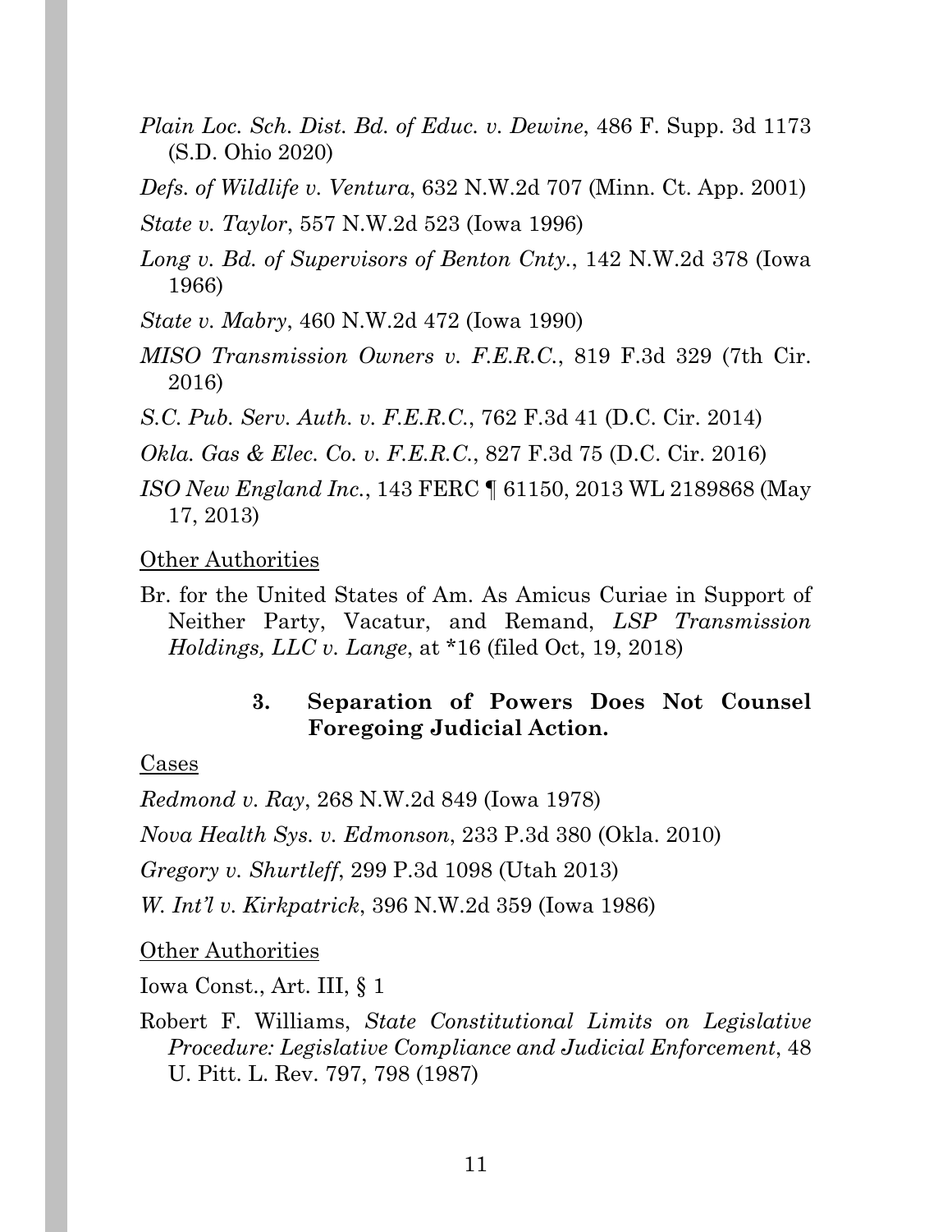*Plain Loc. Sch. Dist. Bd. of Educ. v. Dewine*, 486 F. Supp. 3d 1173 (S.D. Ohio 2020)

*Defs. of Wildlife v. Ventura*, 632 N.W.2d 707 (Minn. Ct. App. 2001)

*State v. Taylor*, 557 N.W.2d 523 (Iowa 1996)

*Long v. Bd. of Supervisors of Benton Cnty.*, 142 N.W.2d 378 (Iowa 1966)

*State v. Mabry*, 460 N.W.2d 472 (Iowa 1990)

*MISO Transmission Owners v. F.E.R.C.*, 819 F.3d 329 (7th Cir. 2016)

*S.C. Pub. Serv. Auth. v. F.E.R.C.*, 762 F.3d 41 (D.C. Cir. 2014)

*Okla. Gas & Elec. Co. v. F.E.R.C.*, 827 F.3d 75 (D.C. Cir. 2016)

*ISO New England Inc.*, 143 FERC ¶ 61150, 2013 WL 2189868 (May 17, 2013)

Other Authorities

Br. for the United States of Am. As Amicus Curiae in Support of Neither Party, Vacatur, and Remand, *LSP Transmission Holdings, LLC v. Lange*, at *16 (filed Oct, 19, 2018)

### 3. Separation of Powers Does Not Counsel Foregoing Judicial Action.

Cases

*Redmond v. Ray*, 268 N.W.2d 849 (Iowa 1978)

*Nova Health Sys. v. Edmonson*, 233 P.3d 380 (Okla. 2010)

*Gregory v. Shurtleff*, 299 P.3d 1098 (Utah 2013)

*W. Int'l v. Kirkpatrick*, 396 N.W.2d 359 (Iowa 1986)

Other Authorities

Iowa Const., Art. III, § 1

Robert F. Williams, *State Constitutional Limits on Legislative Procedure: Legislative Compliance and Judicial Enforcement*, 48 U. Pitt. L. Rev. 797, 798 (1987)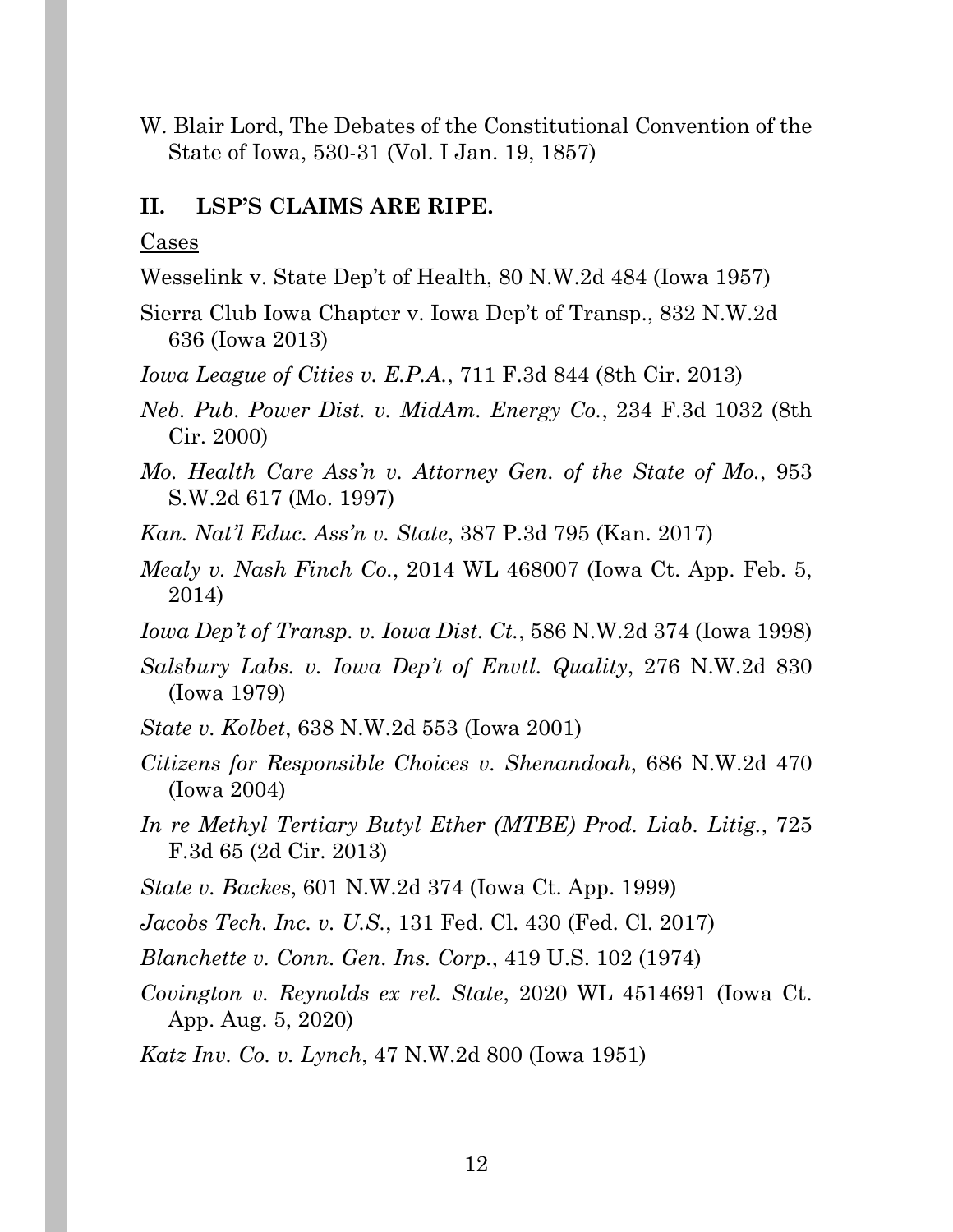W. Blair Lord, The Debates of the Constitutional Convention of the State of Iowa, 530-31 (Vol. I Jan. 19, 1857)

## II. LSP'S CLAIMS ARE RIPE.

Cases

Wesselink v. State Dep't of Health, 80 N.W.2d 484 (Iowa 1957)

Sierra Club Iowa Chapter v. Iowa Dep't of Transp., 832 N.W.2d 636 (Iowa 2013)

*Iowa League of Cities v. E.P.A.*, 711 F.3d 844 (8th Cir. 2013)

*Neb. Pub. Power Dist. v. MidAm. Energy Co.*, 234 F.3d 1032 (8th Cir. 2000)

*Mo. Health Care Ass'n v. Attorney Gen. of the State of Mo.*, 953 S.W.2d 617 (Mo. 1997)

*Kan. Nat'l Educ. Ass'n v. State*, 387 P.3d 795 (Kan. 2017)

*Mealy v. Nash Finch Co.*, 2014 WL 468007 (Iowa Ct. App. Feb. 5, 2014)

*Iowa Dep't of Transp. v. Iowa Dist. Ct.*, 586 N.W.2d 374 (Iowa 1998)

*Salsbury Labs. v. Iowa Dep't of Envtl. Quality*, 276 N.W.2d 830 (Iowa 1979)

*State v. Kolbet*, 638 N.W.2d 553 (Iowa 2001)

*Citizens for Responsible Choices v. Shenandoah*, 686 N.W.2d 470 (Iowa 2004)

*In re Methyl Tertiary Butyl Ether (MTBE) Prod. Liab. Litig.*, 725 F.3d 65 (2d Cir. 2013)

*State v. Backes*, 601 N.W.2d 374 (Iowa Ct. App. 1999)

*Jacobs Tech. Inc. v. U.S.*, 131 Fed. Cl. 430 (Fed. Cl. 2017)

*Blanchette v. Conn. Gen. Ins. Corp.*, 419 U.S. 102 (1974)

*Covington v. Reynolds ex rel. State*, 2020 WL 4514691 (Iowa Ct. App. Aug. 5, 2020)

*Katz Inv. Co. v. Lynch*, 47 N.W.2d 800 (Iowa 1951)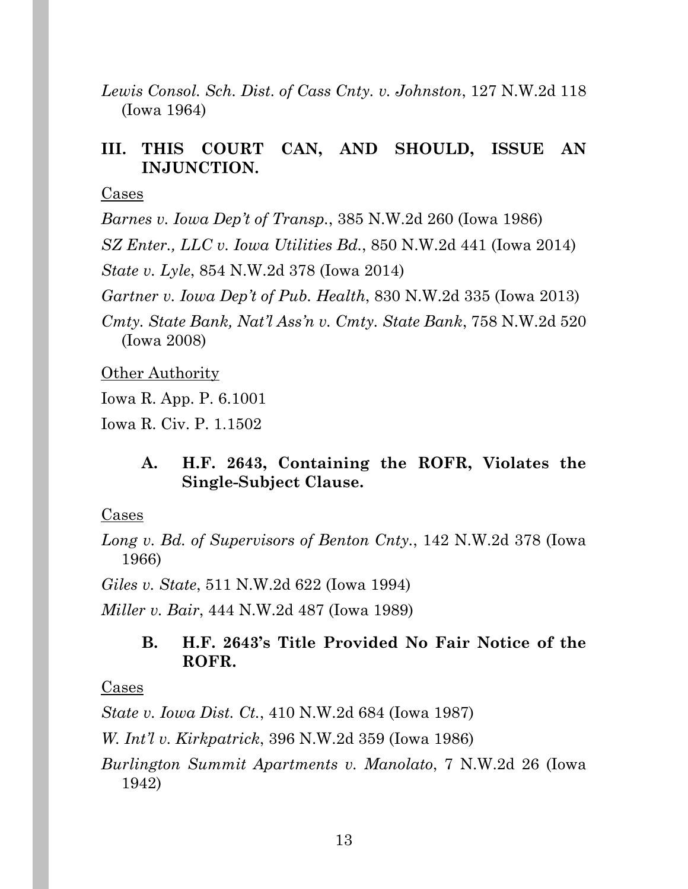*Lewis Consol. Sch. Dist. of Cass Cnty. v. Johnston*, 127 N.W.2d 118 (Iowa 1964)

## III. THIS COURT CAN, AND SHOULD, ISSUE AN INJUNCTION.

Cases

*Barnes v. Iowa Dep't of Transp.*, 385 N.W.2d 260 (Iowa 1986)

*SZ Enter., LLC v. Iowa Utilities Bd.*, 850 N.W.2d 441 (Iowa 2014)

*State v. Lyle*, 854 N.W.2d 378 (Iowa 2014)

*Gartner v. Iowa Dep't of Pub. Health*, 830 N.W.2d 335 (Iowa 2013)

*Cmty. State Bank, Nat'l Ass'n v. Cmty. State Bank*, 758 N.W.2d 520 (Iowa 2008)

Other Authority

Iowa R. App. P. 6.1001

Iowa R. Civ. P. 1.1502

### A. H.F. 2643, Containing the ROFR, Violates the Single-Subject Clause.

Cases

*Long v. Bd. of Supervisors of Benton Cnty.*, 142 N.W.2d 378 (Iowa 1966)

*Giles v. State*, 511 N.W.2d 622 (Iowa 1994)

*Miller v. Bair*, 444 N.W.2d 487 (Iowa 1989)

### B. H.F. 2643's Title Provided No Fair Notice of the ROFR.

Cases

*State v. Iowa Dist. Ct.*, 410 N.W.2d 684 (Iowa 1987)

*W. Int'l v. Kirkpatrick*, 396 N.W.2d 359 (Iowa 1986)

*Burlington Summit Apartments v. Manolato*, 7 N.W.2d 26 (Iowa 1942)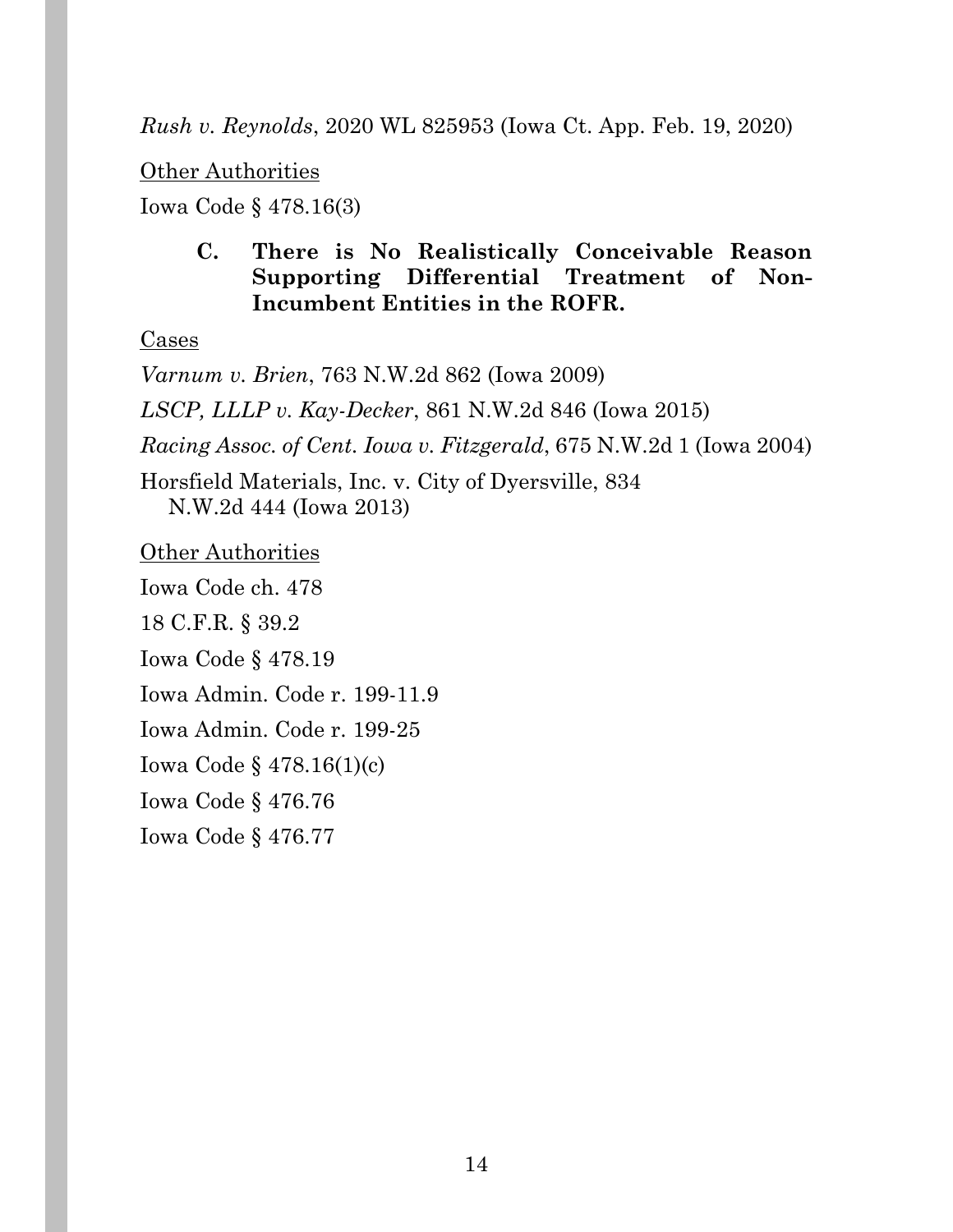*Rush v. Reynolds*, 2020 WL 825953 (Iowa Ct. App. Feb. 19, 2020)

Other Authorities

Iowa Code § 478.16(3)

**C. There is No Realistically Conceivable Reason Supporting Differential Treatment of Non-Incumbent Entities in the ROFR.**

Cases

*Varnum v. Brien*, 763 N.W.2d 862 (Iowa 2009)

*LSCP, LLLP v. Kay-Decker*, 861 N.W.2d 846 (Iowa 2015)

*Racing Assoc. of Cent. Iowa v. Fitzgerald*, 675 N.W.2d 1 (Iowa 2004)

Horsfield Materials, Inc. v. City of Dyersville, 834 N.W.2d 444 (Iowa 2013)

Other Authorities

Iowa Code ch. 478

18 C.F.R. § 39.2

Iowa Code § 478.19

Iowa Admin. Code r. 199-11.9

Iowa Admin. Code r. 199-25

Iowa Code § 478.16(1)(c)

Iowa Code § 476.76

Iowa Code § 476.77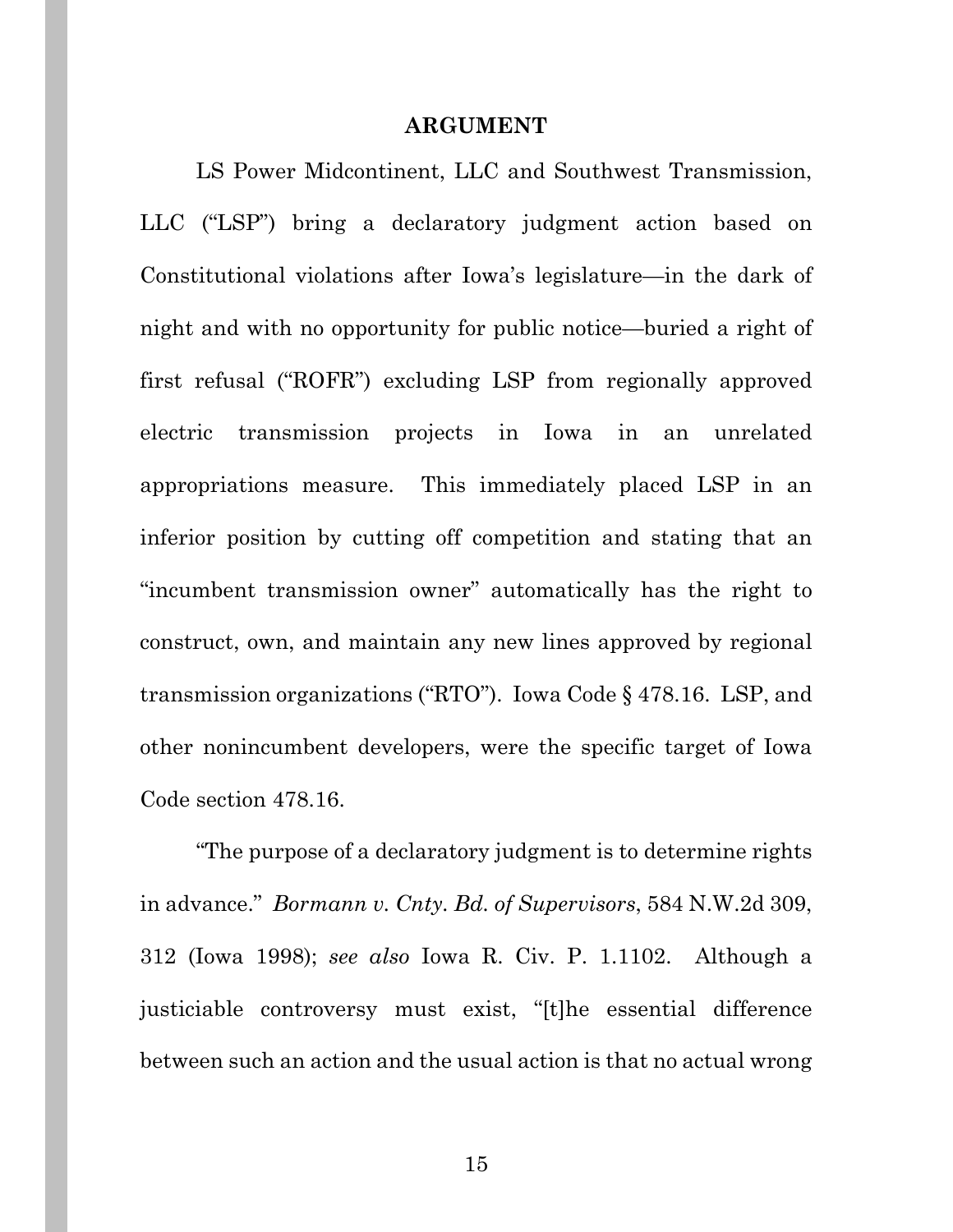## ARGUMENT

LS Power Midcontinent, LLC and Southwest Transmission, LLC ("LSP") bring a declaratory judgment action based on Constitutional violations after Iowa's legislature—in the dark of night and with no opportunity for public notice—buried a right of first refusal ("ROFR") excluding LSP from regionally approved electric transmission projects in Iowa in an unrelated appropriations measure. This immediately placed LSP in an inferior position by cutting off competition and stating that an "incumbent transmission owner" automatically has the right to construct, own, and maintain any new lines approved by regional transmission organizations ("RTO"). Iowa Code § 478.16. LSP, and other nonincumbent developers, were the specific target of Iowa Code section 478.16.

"The purpose of a declaratory judgment is to determine rights in advance." *Bormann v. Cnty. Bd. of Supervisors*, 584 N.W.2d 309, 312 (Iowa 1998); *see also* Iowa R. Civ. P. 1.1102. Although a justiciable controversy must exist, "[t]he essential difference between such an action and the usual action is that no actual wrong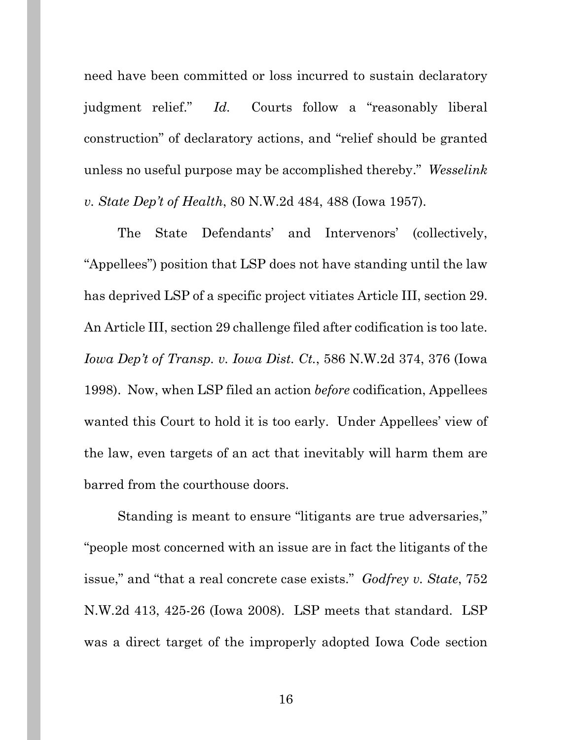need have been committed or loss incurred to sustain declaratory judgment relief." *Id.* Courts follow a "reasonably liberal construction" of declaratory actions, and "relief should be granted unless no useful purpose may be accomplished thereby." *Wesselink v. State Dep't of Health*, 80 N.W.2d 484, 488 (Iowa 1957).

The State Defendants' and Intervenors' (collectively, "Appellees") position that LSP does not have standing until the law has deprived LSP of a specific project vitiates Article III, section 29. An Article III, section 29 challenge filed after codification is too late. *Iowa Dep't of Transp. v. Iowa Dist. Ct.*, 586 N.W.2d 374, 376 (Iowa 1998). Now, when LSP filed an action *before* codification, Appellees wanted this Court to hold it is too early. Under Appellees' view of the law, even targets of an act that inevitably will harm them are barred from the courthouse doors.

Standing is meant to ensure "litigants are true adversaries," "people most concerned with an issue are in fact the litigants of the issue," and "that a real concrete case exists." *Godfrey v. State*, 752 N.W.2d 413, 425-26 (Iowa 2008). LSP meets that standard. LSP was a direct target of the improperly adopted Iowa Code section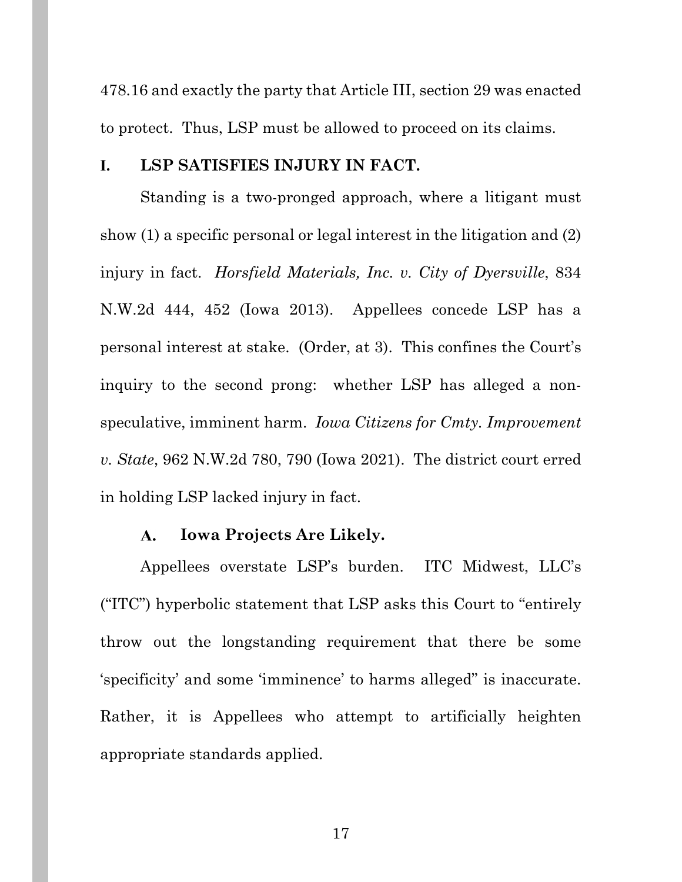478.16 and exactly the party that Article III, section 29 was enacted to protect. Thus, LSP must be allowed to proceed on its claims.

# I. LSP SATISFIES INJURY IN FACT.

Standing is a two-pronged approach, where a litigant must show (1) a specific personal or legal interest in the litigation and (2) injury in fact. *Horsfield Materials, Inc. v. City of Dyersville*, 834 N.W.2d 444, 452 (Iowa 2013). Appellees concede LSP has a personal interest at stake. (Order, at 3). This confines the Court's inquiry to the second prong: whether LSP has alleged a non-speculative, imminent harm. *Iowa Citizens for Cmty. Improvement v. State*, 962 N.W.2d 780, 790 (Iowa 2021). The district court erred in holding LSP lacked injury in fact.

## A. Iowa Projects Are Likely.

Appellees overstate LSP's burden. ITC Midwest, LLC's ("ITC") hyperbolic statement that LSP asks this Court to "entirely throw out the longstanding requirement that there be some 'specificity' and some 'imminence' to harms alleged" is inaccurate. Rather, it is Appellees who attempt to artificially heighten appropriate standards applied.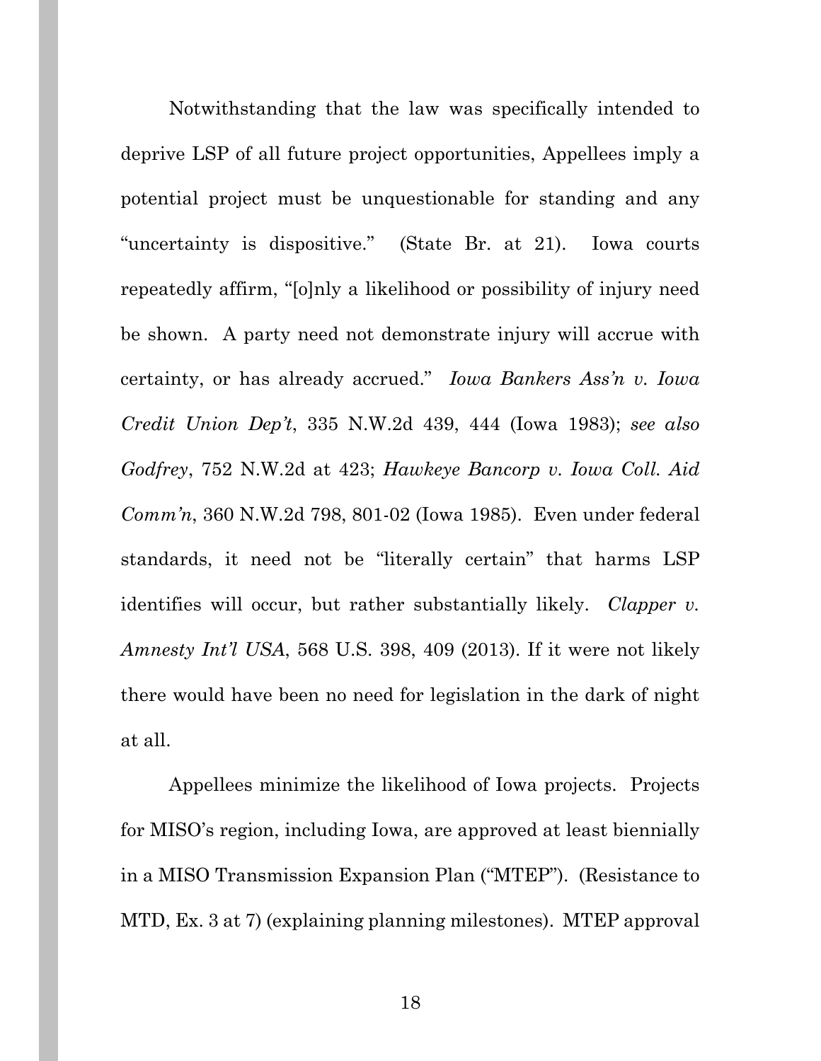Notwithstanding that the law was specifically intended to deprive LSP of all future project opportunities, Appellees imply a potential project must be unquestionable for standing and any "uncertainty is dispositive." (State Br. at 21). Iowa courts repeatedly affirm, "[o]nly a likelihood or possibility of injury need be shown. A party need not demonstrate injury will accrue with certainty, or has already accrued." *Iowa Bankers Ass'n v. Iowa Credit Union Dep't*, 335 N.W.2d 439, 444 (Iowa 1983); *see also Godfrey*, 752 N.W.2d at 423; *Hawkeye Bancorp v. Iowa Coll. Aid Comm'n*, 360 N.W.2d 798, 801-02 (Iowa 1985). Even under federal standards, it need not be "literally certain" that harms LSP identifies will occur, but rather substantially likely. *Clapper v. Amnesty Int'l USA*, 568 U.S. 398, 409 (2013). If it were not likely there would have been no need for legislation in the dark of night at all.

Appellees minimize the likelihood of Iowa projects. Projects for MISO's region, including Iowa, are approved at least biennially in a MISO Transmission Expansion Plan ("MTEP"). (Resistance to MTD, Ex. 3 at 7) (explaining planning milestones). MTEP approval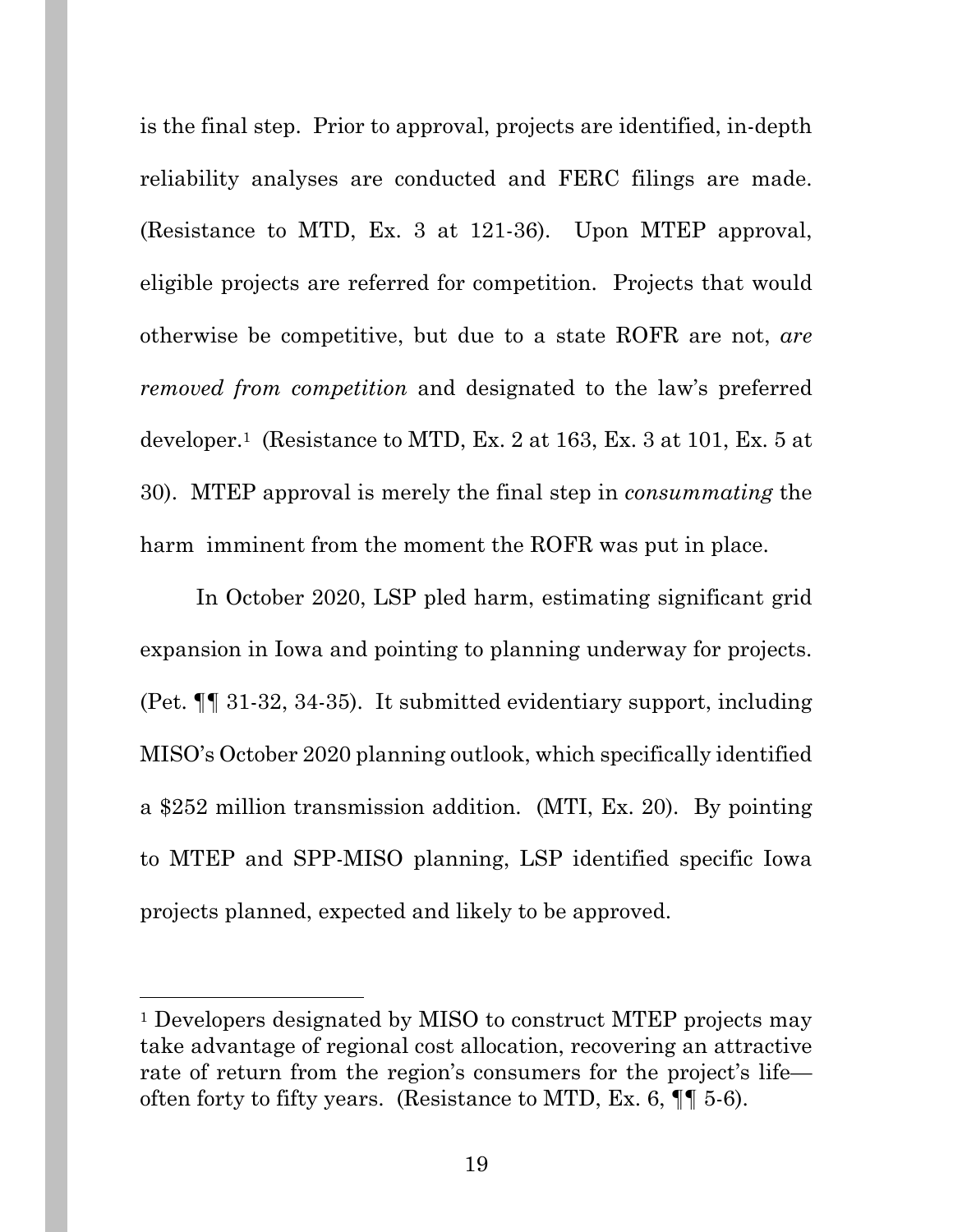is the final step. Prior to approval, projects are identified, in-depth reliability analyses are conducted and FERC filings are made. (Resistance to MTD, Ex. 3 at 121-36). Upon MTEP approval, eligible projects are referred for competition. Projects that would otherwise be competitive, but due to a state ROFR are not, *are removed from competition* and designated to the law's preferred developer.[1] (Resistance to MTD, Ex. 2 at 163, Ex. 3 at 101, Ex. 5 at 30). MTEP approval is merely the final step in *consummating* the harm imminent from the moment the ROFR was put in place.

In October 2020, LSP pled harm, estimating significant grid expansion in Iowa and pointing to planning underway for projects. (Pet. ¶¶ 31-32, 34-35). It submitted evidentiary support, including MISO's October 2020 planning outlook, which specifically identified a $252 million transmission addition. (MTI, Ex. 20). By pointing to MTEP and SPP-MISO planning, LSP identified specific Iowa projects planned, expected and likely to be approved.

---

[1] Developers designated by MISO to construct MTEP projects may take advantage of regional cost allocation, recovering an attractive rate of return from the region's consumers for the project's life—often forty to fifty years. (Resistance to MTD, Ex. 6, ¶¶ 5-6).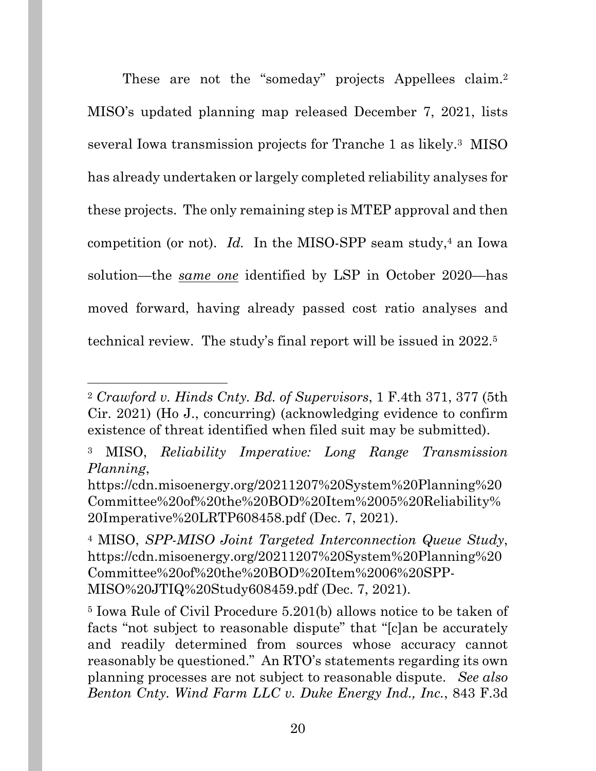These are not the "someday" projects Appellees claim.[2] MISO's updated planning map released December 7, 2021, lists several Iowa transmission projects for Tranche 1 as likely.[3] MISO has already undertaken or largely completed reliability analyses for these projects. The only remaining step is MTEP approval and then competition (or not). *Id.* In the MISO-SPP seam study,[4] an Iowa solution—the ***same one*** identified by LSP in October 2020—has moved forward, having already passed cost ratio analyses and technical review. The study's final report will be issued in 2022.[5]

---

[2] *Crawford v. Hinds Cnty. Bd. of Supervisors*, 1 F.4th 371, 377 (5th Cir. 2021) (Ho J., concurring) (acknowledging evidence to confirm existence of threat identified when filed suit may be submitted).

[3] MISO, *Reliability Imperative: Long Range Transmission Planning*, https://cdn.misoenergy.org/20211207%20System%20Planning%20Committee%20of%20the%20BOD%20Item%2005%20Reliability%20Imperative%20LRTP608458.pdf (Dec. 7, 2021).

[4] MISO, *SPP-MISO Joint Targeted Interconnection Queue Study*, https://cdn.misoenergy.org/20211207%20System%20Planning%20Committee%20of%20the%20BOD%20Item%2006%20SPP-MISO%20JTIQ%20Study608459.pdf (Dec. 7, 2021).

[5] Iowa Rule of Civil Procedure 5.201(b) allows notice to be taken of facts "not subject to reasonable dispute" that "[c]an be accurately and readily determined from sources whose accuracy cannot reasonably be questioned." An RTO's statements regarding its own planning processes are not subject to reasonable dispute. *See also Benton Cnty. Wind Farm LLC v. Duke Energy Ind., Inc.*, 843 F.3d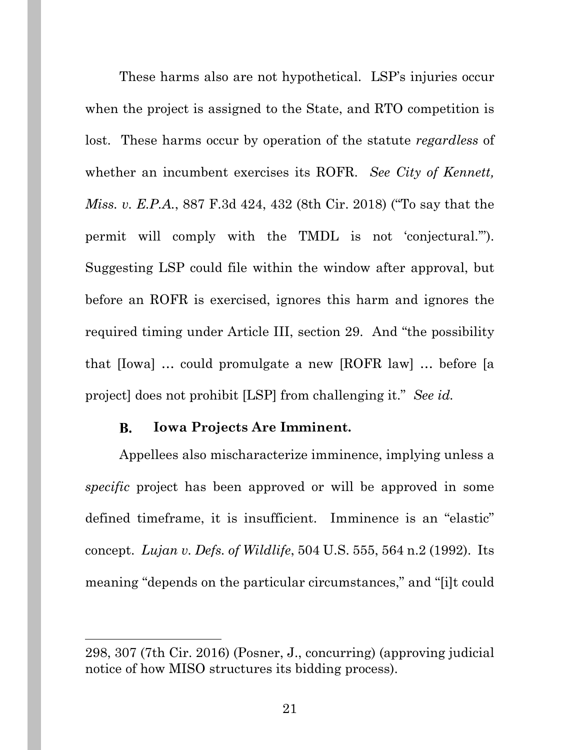These harms also are not hypothetical. LSP's injuries occur when the project is assigned to the State, and RTO competition is lost. These harms occur by operation of the statute *regardless* of whether an incumbent exercises its ROFR. *See City of Kennett, Miss. v. E.P.A.*, 887 F.3d 424, 432 (8th Cir. 2018) ("To say that the permit will comply with the TMDL is not 'conjectural.'"). Suggesting LSP could file within the window after approval, but before an ROFR is exercised, ignores this harm and ignores the required timing under Article III, section 29. And "the possibility that [Iowa] … could promulgate a new [ROFR law] … before [a project] does not prohibit [LSP] from challenging it." *See id.*

### B. Iowa Projects Are Imminent.

Appellees also mischaracterize imminence, implying unless a *specific* project has been approved or will be approved in some defined timeframe, it is insufficient. Imminence is an "elastic" concept. *Lujan v. Defs. of Wildlife*, 504 U.S. 555, 564 n.2 (1992). Its meaning "depends on the particular circumstances," and "[i]t could

---

298, 307 (7th Cir. 2016) (Posner, J., concurring) (approving judicial notice of how MISO structures its bidding process).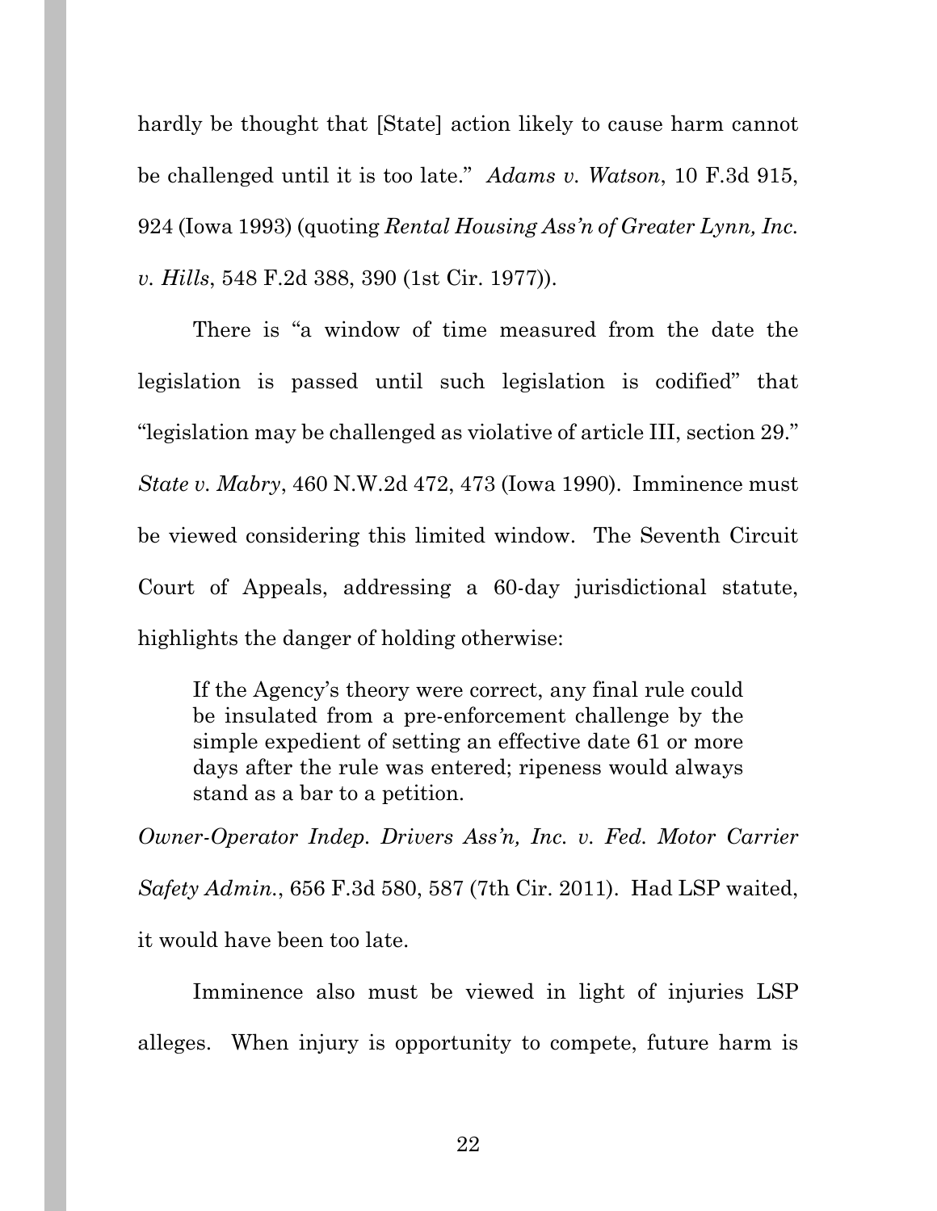hardly be thought that [State] action likely to cause harm cannot be challenged until it is too late." *Adams v. Watson*, 10 F.3d 915, 924 (Iowa 1993) (quoting *Rental Housing Ass'n of Greater Lynn, Inc. v. Hills*, 548 F.2d 388, 390 (1st Cir. 1977)).

There is "a window of time measured from the date the legislation is passed until such legislation is codified" that "legislation may be challenged as violative of article III, section 29." *State v. Mabry*, 460 N.W.2d 472, 473 (Iowa 1990). Imminence must be viewed considering this limited window. The Seventh Circuit Court of Appeals, addressing a 60-day jurisdictional statute, highlights the danger of holding otherwise:

> If the Agency's theory were correct, any final rule could be insulated from a pre-enforcement challenge by the simple expedient of setting an effective date 61 or more days after the rule was entered; ripeness would always stand as a bar to a petition.

*Owner-Operator Indep. Drivers Ass'n, Inc. v. Fed. Motor Carrier Safety Admin.*, 656 F.3d 580, 587 (7th Cir. 2011). Had LSP waited, it would have been too late.

Imminence also must be viewed in light of injuries LSP alleges. When injury is opportunity to compete, future harm is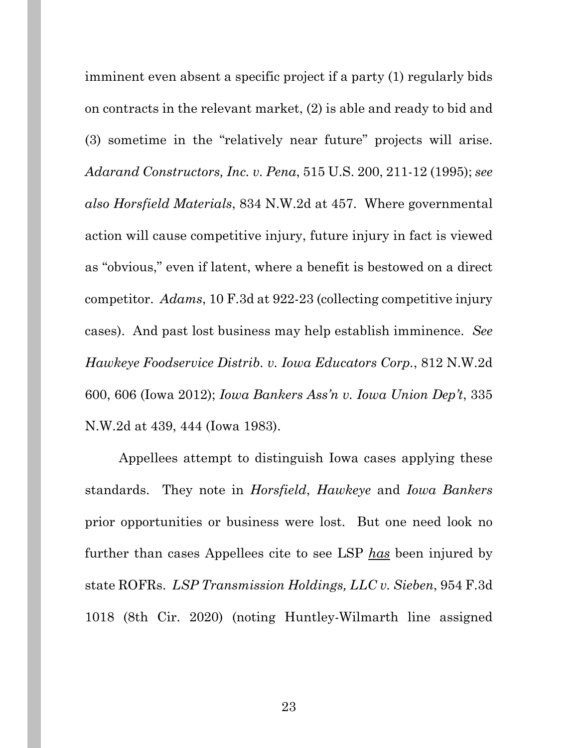imminent even absent a specific project if a party (1) regularly bids on contracts in the relevant market, (2) is able and ready to bid and (3) sometime in the "relatively near future" projects will arise. *Adarand Constructors, Inc. v. Pena*, 515 U.S. 200, 211-12 (1995); *see also Horsfield Materials*, 834 N.W.2d at 457. Where governmental action will cause competitive injury, future injury in fact is viewed as "obvious," even if latent, where a benefit is bestowed on a direct competitor. *Adams*, 10 F.3d at 922-23 (collecting competitive injury cases). And past lost business may help establish imminence. *See Hawkeye Foodservice Distrib. v. Iowa Educators Corp.*, 812 N.W.2d 600, 606 (Iowa 2012); *Iowa Bankers Ass'n v. Iowa Union Dep't*, 335 N.W.2d at 439, 444 (Iowa 1983).

Appellees attempt to distinguish Iowa cases applying these standards. They note in *Horsfield*, *Hawkeye* and *Iowa Bankers* prior opportunities or business were lost. But one need look no further than cases Appellees cite to see LSP <u>*has*</u> been injured by state ROFRs. *LSP Transmission Holdings, LLC v. Sieben*, 954 F.3d 1018 (8th Cir. 2020) (noting Huntley-Wilmarth line assigned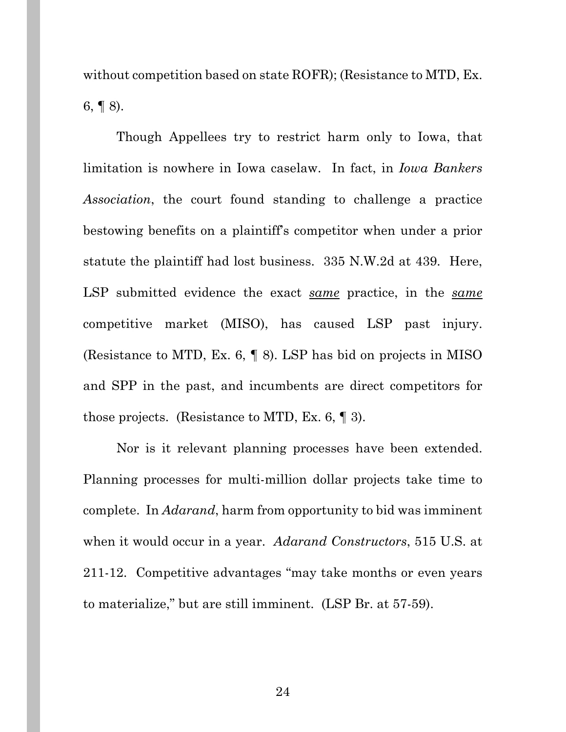without competition based on state ROFR); (Resistance to MTD, Ex. 6, ¶ 8).

Though Appellees try to restrict harm only to Iowa, that limitation is nowhere in Iowa caselaw. In fact, in *Iowa Bankers Association*, the court found standing to challenge a practice bestowing benefits on a plaintiff's competitor when under a prior statute the plaintiff had lost business. 335 N.W.2d at 439. Here, LSP submitted evidence the exact <u>*same*</u> practice, in the <u>*same*</u> competitive market (MISO), has caused LSP past injury. (Resistance to MTD, Ex. 6, ¶ 8). LSP has bid on projects in MISO and SPP in the past, and incumbents are direct competitors for those projects. (Resistance to MTD, Ex. 6, ¶ 3).

Nor is it relevant planning processes have been extended. Planning processes for multi-million dollar projects take time to complete. In *Adarand*, harm from opportunity to bid was imminent when it would occur in a year. *Adarand Constructors*, 515 U.S. at 211-12. Competitive advantages "may take months or even years to materialize," but are still imminent. (LSP Br. at 57-59).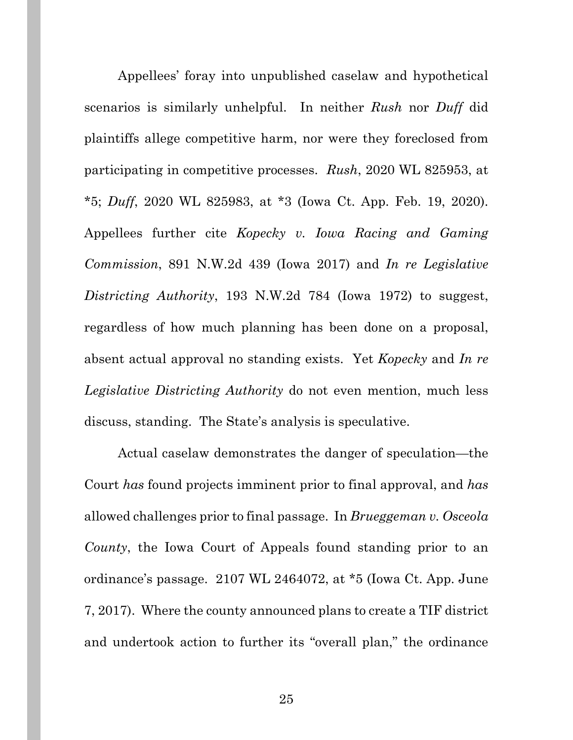Appellees' foray into unpublished caselaw and hypothetical scenarios is similarly unhelpful. In neither *Rush* nor *Duff* did plaintiffs allege competitive harm, nor were they foreclosed from participating in competitive processes. *Rush*, 2020 WL 825953, at *5; *Duff*, 2020 WL 825983, at *3 (Iowa Ct. App. Feb. 19, 2020). Appellees further cite *Kopecky v. Iowa Racing and Gaming Commission*, 891 N.W.2d 439 (Iowa 2017) and *In re Legislative Districting Authority*, 193 N.W.2d 784 (Iowa 1972) to suggest, regardless of how much planning has been done on a proposal, absent actual approval no standing exists. Yet *Kopecky* and *In re Legislative Districting Authority* do not even mention, much less discuss, standing. The State's analysis is speculative.

Actual caselaw demonstrates the danger of speculation—the Court *has* found projects imminent prior to final approval, and *has* allowed challenges prior to final passage. In *Brueggeman v. Osceola County*, the Iowa Court of Appeals found standing prior to an ordinance's passage. 2107 WL 2464072, at *5 (Iowa Ct. App. June 7, 2017). Where the county announced plans to create a TIF district and undertook action to further its "overall plan," the ordinance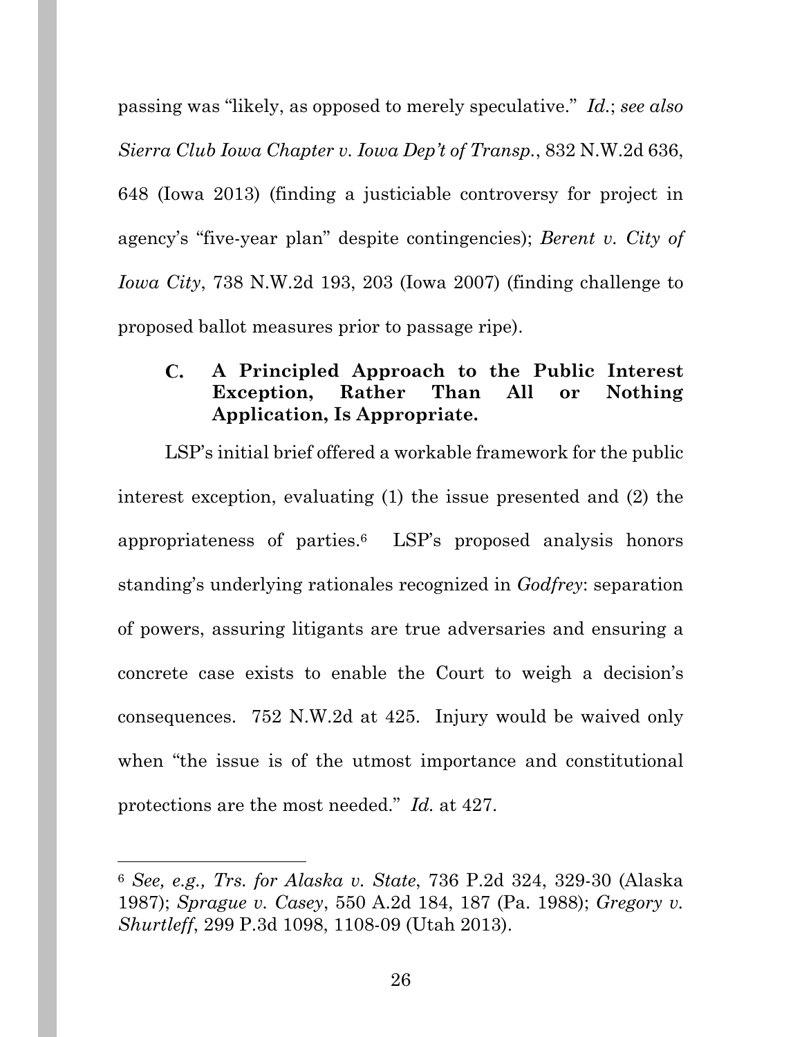passing was "likely, as opposed to merely speculative." *Id.*; *see also Sierra Club Iowa Chapter v. Iowa Dep't of Transp.*, 832 N.W.2d 636, 648 (Iowa 2013) (finding a justiciable controversy for project in agency's "five-year plan" despite contingencies); *Berent v. City of Iowa City*, 738 N.W.2d 193, 203 (Iowa 2007) (finding challenge to proposed ballot measures prior to passage ripe).

### C. A Principled Approach to the Public Interest Exception, Rather Than All or Nothing Application, Is Appropriate.

LSP's initial brief offered a workable framework for the public interest exception, evaluating (1) the issue presented and (2) the appropriateness of parties.[6] LSP's proposed analysis honors standing's underlying rationales recognized in *Godfrey*: separation of powers, assuring litigants are true adversaries and ensuring a concrete case exists to enable the Court to weigh a decision's consequences. 752 N.W.2d at 425. Injury would be waived only when "the issue is of the utmost importance and constitutional protections are the most needed." *Id.* at 427.

---

[6] *See, e.g., Trs. for Alaska v. State*, 736 P.2d 324, 329-30 (Alaska 1987); *Sprague v. Casey*, 550 A.2d 184, 187 (Pa. 1988); *Gregory v. Shurtleff*, 299 P.3d 1098, 1108-09 (Utah 2013).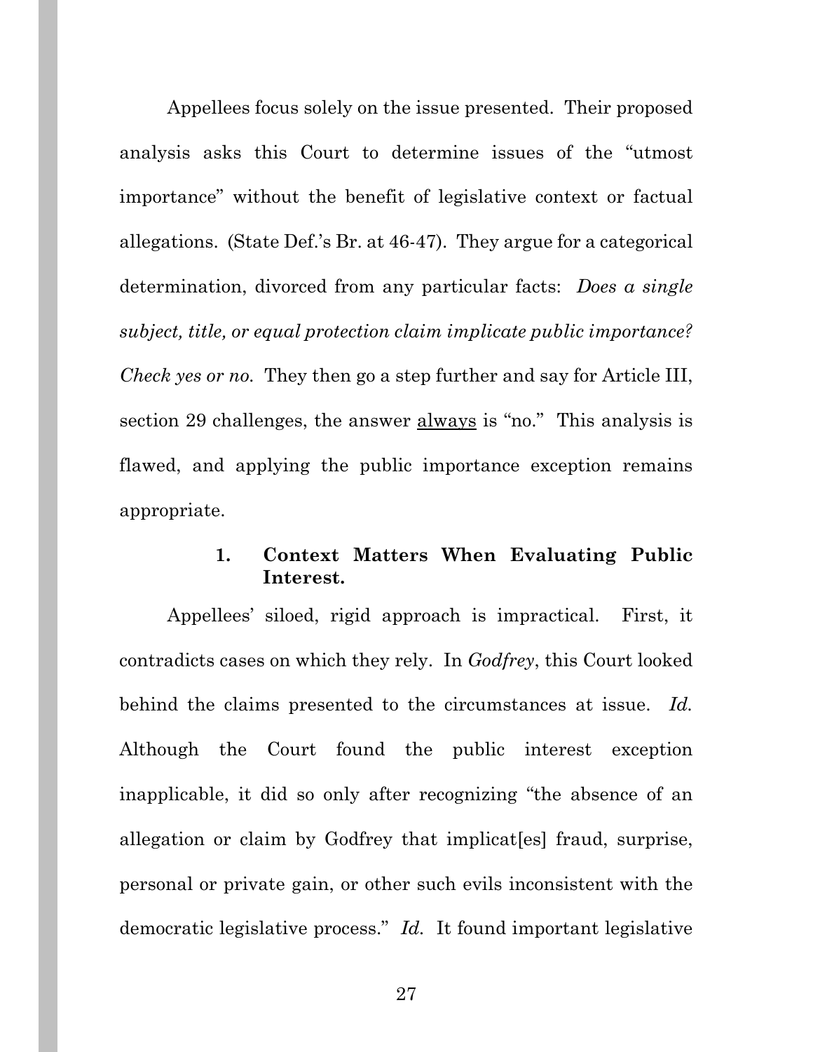Appellees focus solely on the issue presented. Their proposed analysis asks this Court to determine issues of the "utmost importance" without the benefit of legislative context or factual allegations. (State Def.'s Br. at 46-47). They argue for a categorical determination, divorced from any particular facts: *Does a single subject, title, or equal protection claim implicate public importance? Check yes or no.* They then go a step further and say for Article III, section 29 challenges, the answer <u>always</u> is "no." This analysis is flawed, and applying the public importance exception remains appropriate.

### 1. Context Matters When Evaluating Public Interest.

Appellees' siloed, rigid approach is impractical. First, it contradicts cases on which they rely. In *Godfrey*, this Court looked behind the claims presented to the circumstances at issue. *Id.* Although the Court found the public interest exception inapplicable, it did so only after recognizing "the absence of an allegation or claim by Godfrey that implicat[es] fraud, surprise, personal or private gain, or other such evils inconsistent with the democratic legislative process." *Id.* It found important legislative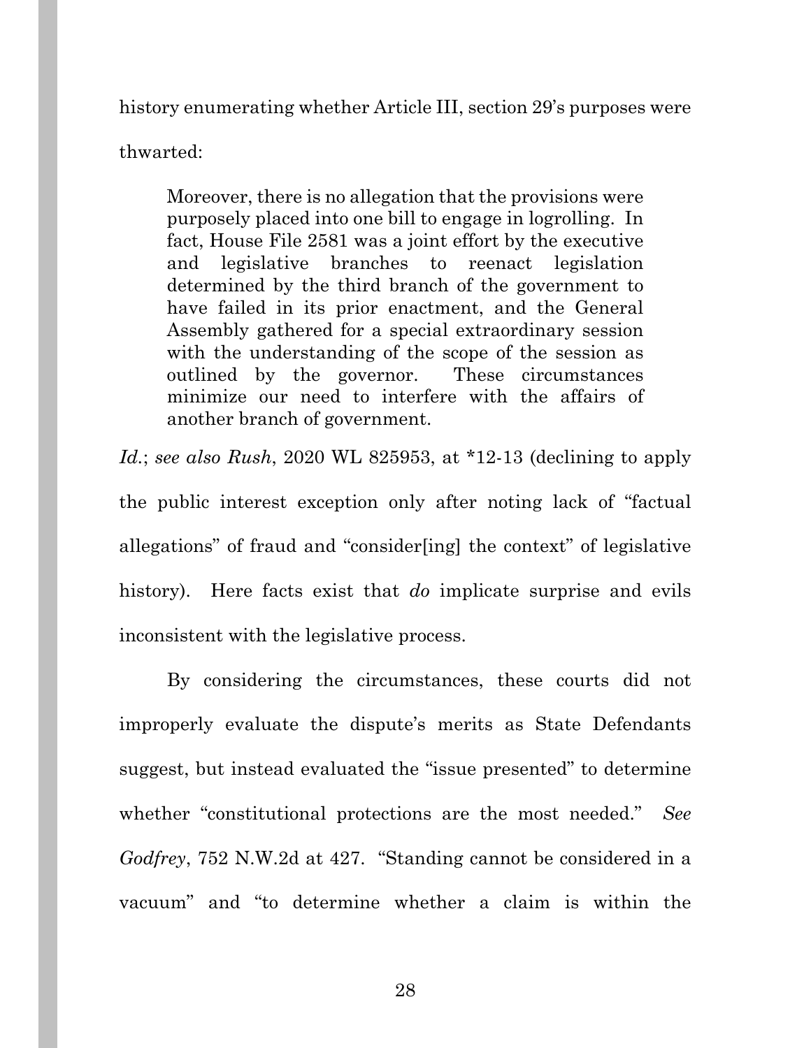history enumerating whether Article III, section 29's purposes were thwarted:

> Moreover, there is no allegation that the provisions were purposely placed into one bill to engage in logrolling. In fact, House File 2581 was a joint effort by the executive and legislative branches to reenact legislation determined by the third branch of the government to have failed in its prior enactment, and the General Assembly gathered for a special extraordinary session with the understanding of the scope of the session as outlined by the governor. These circumstances minimize our need to interfere with the affairs of another branch of government.

*Id.*; *see also Rush*, 2020 WL 825953, at *12-13 (declining to apply the public interest exception only after noting lack of "factual allegations" of fraud and "consider[ing] the context" of legislative history). Here facts exist that *do* implicate surprise and evils inconsistent with the legislative process.

By considering the circumstances, these courts did not improperly evaluate the dispute's merits as State Defendants suggest, but instead evaluated the "issue presented" to determine whether "constitutional protections are the most needed." *See Godfrey*, 752 N.W.2d at 427. "Standing cannot be considered in a vacuum" and "to determine whether a claim is within the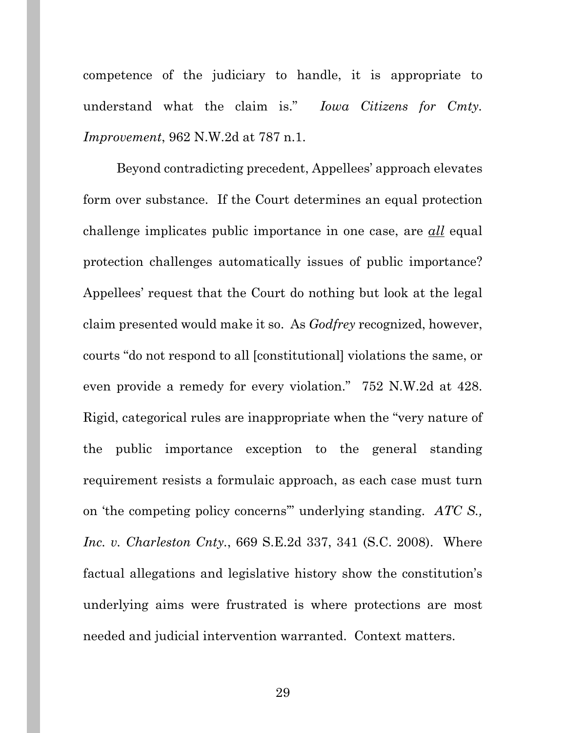competence of the judiciary to handle, it is appropriate to understand what the claim is." *Iowa Citizens for Cmty. Improvement*, 962 N.W.2d at 787 n.1.

Beyond contradicting precedent, Appellees' approach elevates form over substance. If the Court determines an equal protection challenge implicates public importance in one case, are ***all*** equal protection challenges automatically issues of public importance? Appellees' request that the Court do nothing but look at the legal claim presented would make it so. As *Godfrey* recognized, however, courts "do not respond to all [constitutional] violations the same, or even provide a remedy for every violation." 752 N.W.2d at 428. Rigid, categorical rules are inappropriate when the "very nature of the public importance exception to the general standing requirement resists a formulaic approach, as each case must turn on 'the competing policy concerns'" underlying standing. *ATC S., Inc. v. Charleston Cnty.*, 669 S.E.2d 337, 341 (S.C. 2008). Where factual allegations and legislative history show the constitution's underlying aims were frustrated is where protections are most needed and judicial intervention warranted. Context matters.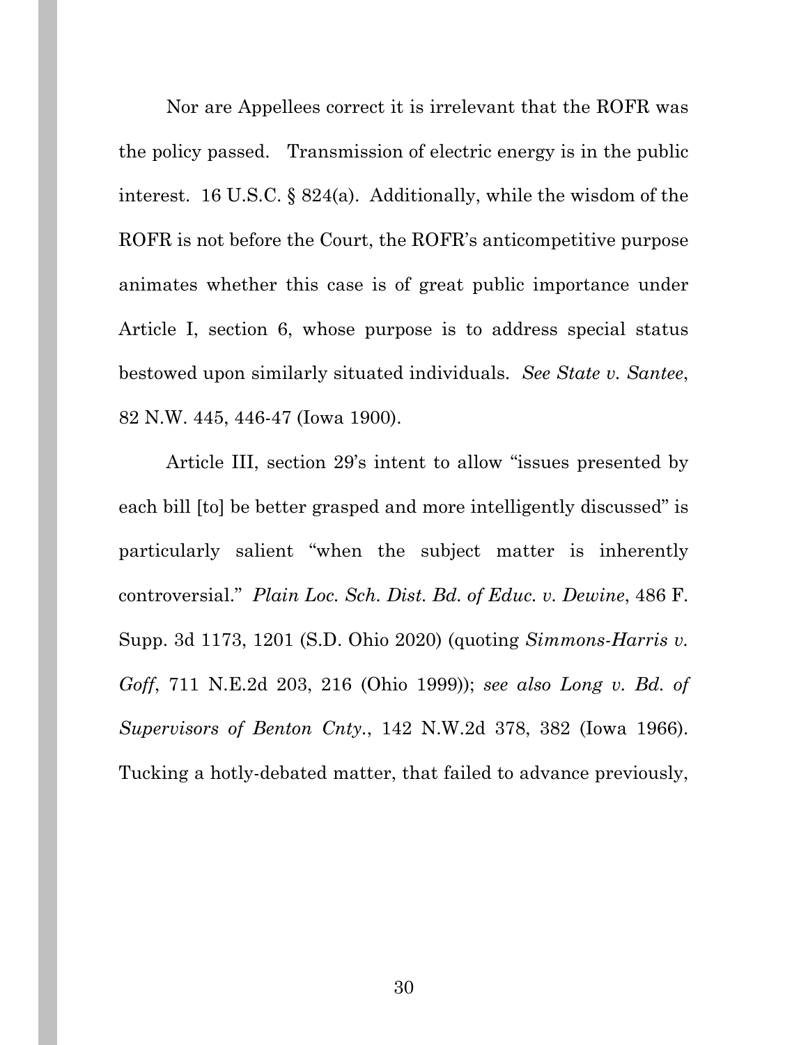Nor are Appellees correct it is irrelevant that the ROFR was the policy passed. Transmission of electric energy is in the public interest. 16 U.S.C. § 824(a). Additionally, while the wisdom of the ROFR is not before the Court, the ROFR's anticompetitive purpose animates whether this case is of great public importance under Article I, section 6, whose purpose is to address special status bestowed upon similarly situated individuals. *See State v. Santee*, 82 N.W. 445, 446-47 (Iowa 1900).

Article III, section 29's intent to allow "issues presented by each bill [to] be better grasped and more intelligently discussed" is particularly salient "when the subject matter is inherently controversial." *Plain Loc. Sch. Dist. Bd. of Educ. v. Dewine*, 486 F. Supp. 3d 1173, 1201 (S.D. Ohio 2020) (quoting *Simmons-Harris v. Goff*, 711 N.E.2d 203, 216 (Ohio 1999)); *see also Long v. Bd. of Supervisors of Benton Cnty.*, 142 N.W.2d 378, 382 (Iowa 1966). Tucking a hotly-debated matter, that failed to advance previously,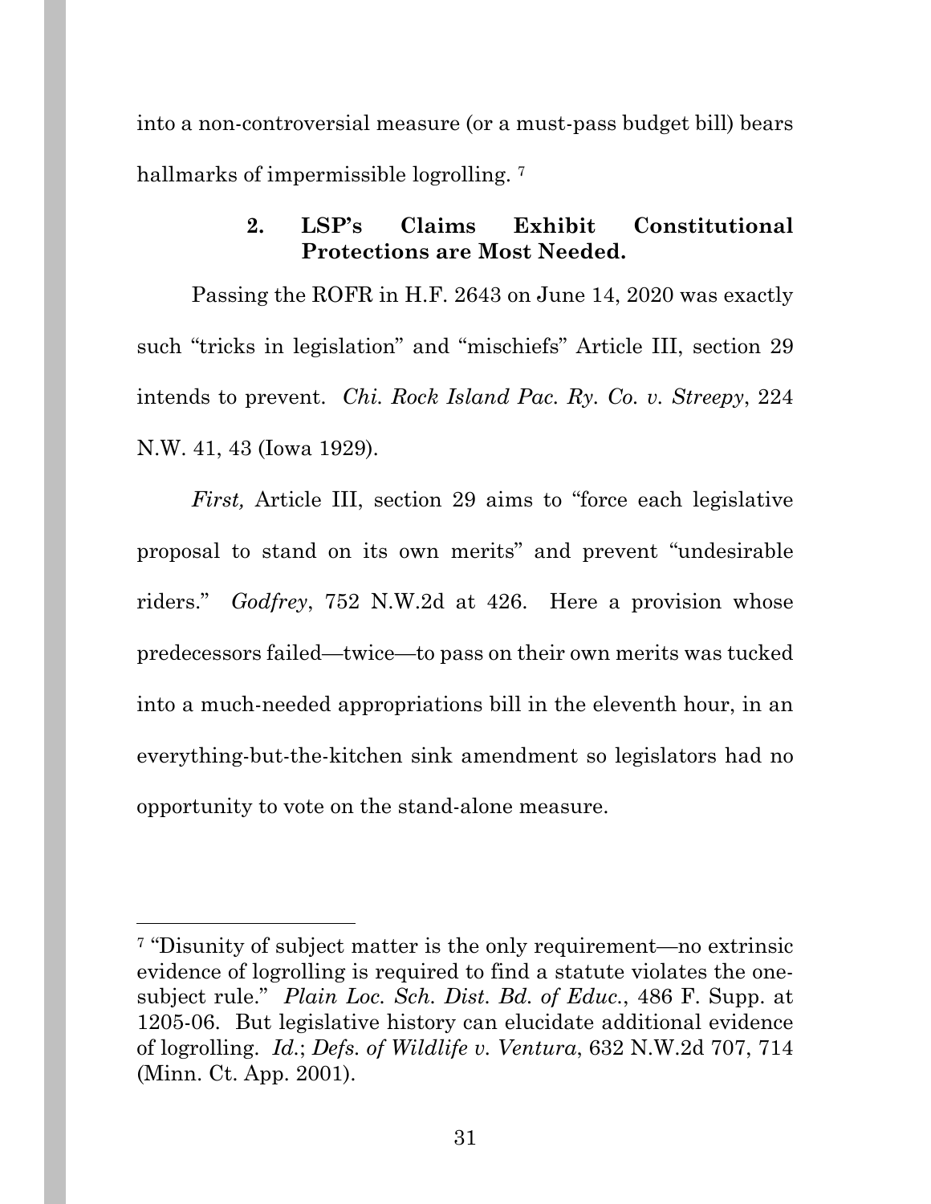into a non-controversial measure (or a must-pass budget bill) bears hallmarks of impermissible logrolling. [7]

#### 2. LSP's Claims Exhibit Constitutional Protections are Most Needed.

Passing the ROFR in H.F. 2643 on June 14, 2020 was exactly such "tricks in legislation" and "mischiefs" Article III, section 29 intends to prevent. *Chi. Rock Island Pac. Ry. Co. v. Streepy*, 224 N.W. 41, 43 (Iowa 1929).

*First,* Article III, section 29 aims to "force each legislative proposal to stand on its own merits" and prevent "undesirable riders." *Godfrey*, 752 N.W.2d at 426. Here a provision whose predecessors failed—twice—to pass on their own merits was tucked into a much-needed appropriations bill in the eleventh hour, in an everything-but-the-kitchen sink amendment so legislators had no opportunity to vote on the stand-alone measure.

---

[7] "Disunity of subject matter is the only requirement—no extrinsic evidence of logrolling is required to find a statute violates the one-subject rule." *Plain Loc. Sch. Dist. Bd. of Educ.*, 486 F. Supp. at 1205-06. But legislative history can elucidate additional evidence of logrolling. *Id.*; *Defs. of Wildlife v. Ventura*, 632 N.W.2d 707, 714 (Minn. Ct. App. 2001).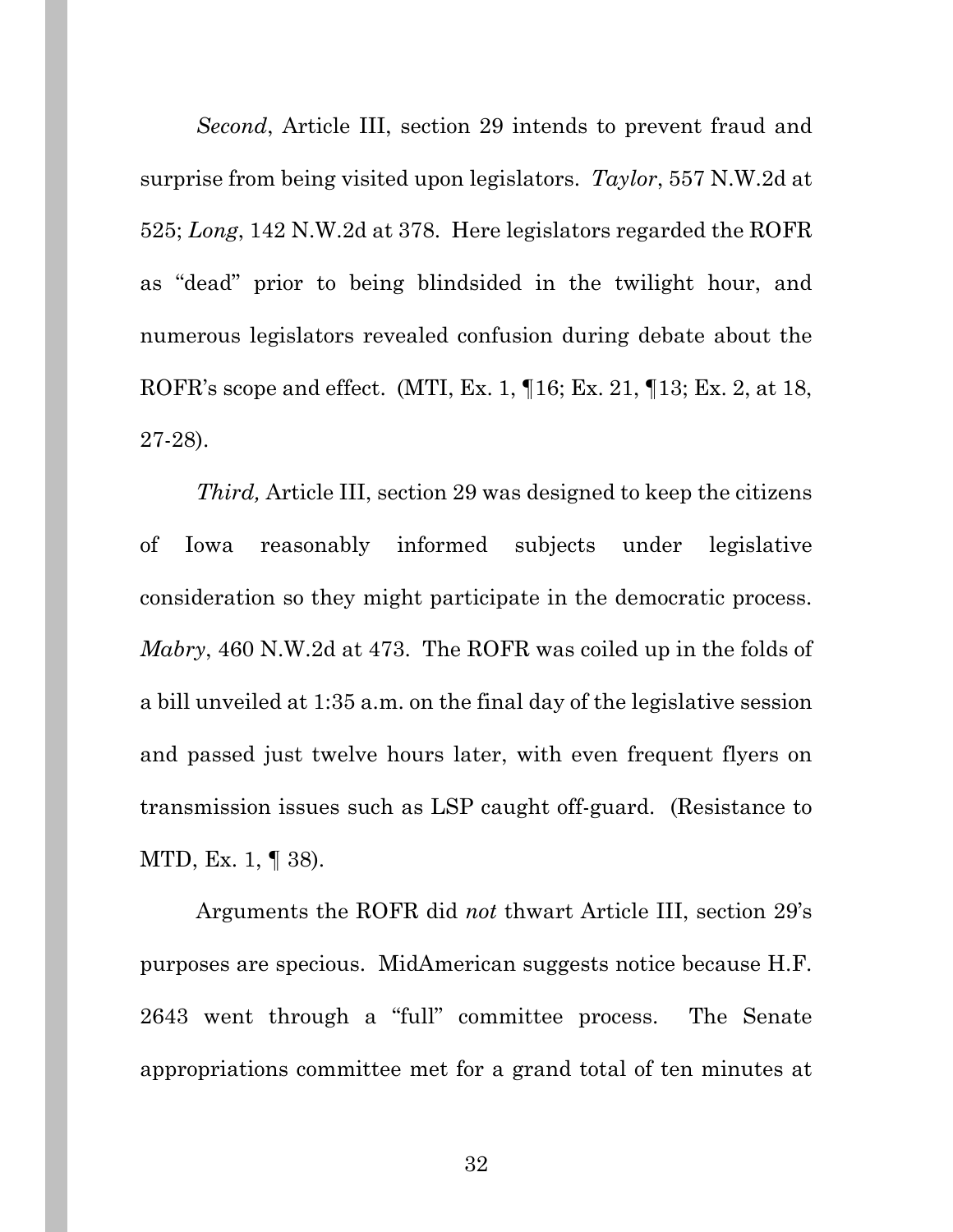*Second*, Article III, section 29 intends to prevent fraud and surprise from being visited upon legislators. *Taylor*, 557 N.W.2d at 525; *Long*, 142 N.W.2d at 378. Here legislators regarded the ROFR as "dead" prior to being blindsided in the twilight hour, and numerous legislators revealed confusion during debate about the ROFR's scope and effect. (MTI, Ex. 1, ¶16; Ex. 21, ¶13; Ex. 2, at 18, 27-28).

*Third,* Article III, section 29 was designed to keep the citizens of Iowa reasonably informed subjects under legislative consideration so they might participate in the democratic process. *Mabry*, 460 N.W.2d at 473. The ROFR was coiled up in the folds of a bill unveiled at 1:35 a.m. on the final day of the legislative session and passed just twelve hours later, with even frequent flyers on transmission issues such as LSP caught off-guard. (Resistance to MTD, Ex. 1, ¶ 38).

Arguments the ROFR did *not* thwart Article III, section 29's purposes are specious. MidAmerican suggests notice because H.F. 2643 went through a "full" committee process. The Senate appropriations committee met for a grand total of ten minutes at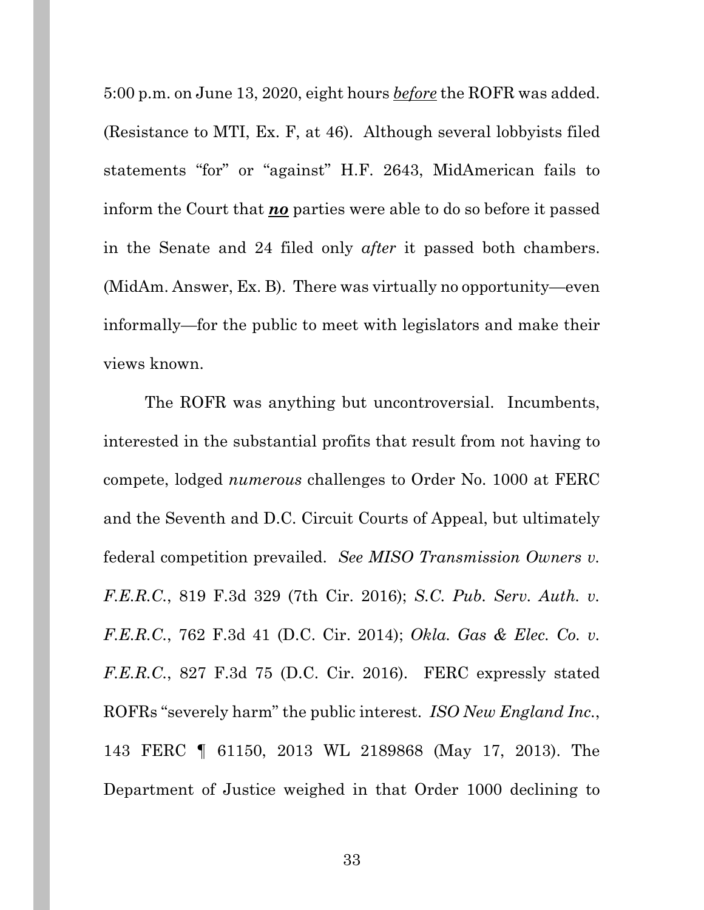5:00 p.m. on June 13, 2020, eight hours <u>*before*</u> the ROFR was added. (Resistance to MTI, Ex. F, at 46). Although several lobbyists filed statements "for" or "against" H.F. 2643, MidAmerican fails to inform the Court that <u>***no***</u> parties were able to do so before it passed in the Senate and 24 filed only *after* it passed both chambers. (MidAm. Answer, Ex. B). There was virtually no opportunity—even informally—for the public to meet with legislators and make their views known.

The ROFR was anything but uncontroversial. Incumbents, interested in the substantial profits that result from not having to compete, lodged *numerous* challenges to Order No. 1000 at FERC and the Seventh and D.C. Circuit Courts of Appeal, but ultimately federal competition prevailed. *See MISO Transmission Owners v. F.E.R.C.*, 819 F.3d 329 (7th Cir. 2016); *S.C. Pub. Serv. Auth. v. F.E.R.C.*, 762 F.3d 41 (D.C. Cir. 2014); *Okla. Gas & Elec. Co. v. F.E.R.C.*, 827 F.3d 75 (D.C. Cir. 2016). FERC expressly stated ROFRs "severely harm" the public interest. *ISO New England Inc.*, 143 FERC ¶ 61150, 2013 WL 2189868 (May 17, 2013). The Department of Justice weighed in that Order 1000 declining to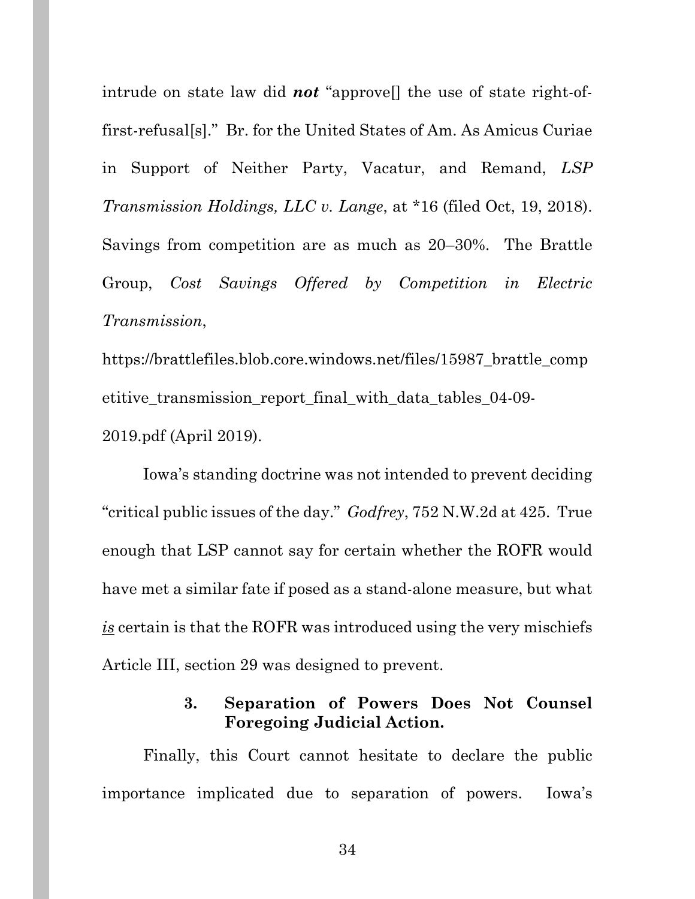intrude on state law did ***not*** "approve[] the use of state right-of-first-refusal[s]." Br. for the United States of Am. As Amicus Curiae in Support of Neither Party, Vacatur, and Remand, *LSP Transmission Holdings, LLC v. Lange*, at *16 (filed Oct, 19, 2018). Savings from competition are as much as 20–30%. The Brattle Group, *Cost Savings Offered by Competition in Electric Transmission*, https://brattlefiles.blob.core.windows.net/files/15987_brattle_competitive_transmission_report_final_with_data_tables_04-09-2019.pdf (April 2019).

Iowa's standing doctrine was not intended to prevent deciding "critical public issues of the day." *Godfrey*, 752 N.W.2d at 425. True enough that LSP cannot say for certain whether the ROFR would have met a similar fate if posed as a stand-alone measure, but what ***is*** certain is that the ROFR was introduced using the very mischiefs Article III, section 29 was designed to prevent.

### 3. Separation of Powers Does Not Counsel Foregoing Judicial Action.

Finally, this Court cannot hesitate to declare the public importance implicated due to separation of powers. Iowa's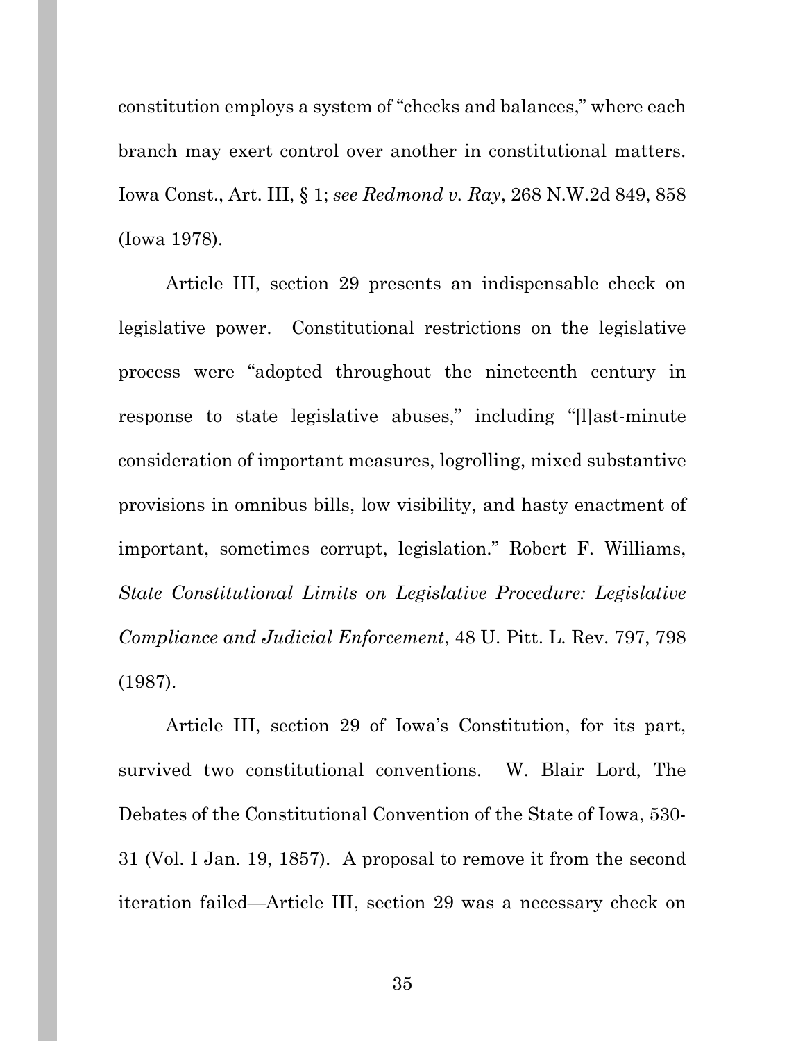constitution employs a system of "checks and balances," where each branch may exert control over another in constitutional matters. Iowa Const., Art. III, § 1; *see Redmond v. Ray*, 268 N.W.2d 849, 858 (Iowa 1978).

Article III, section 29 presents an indispensable check on legislative power. Constitutional restrictions on the legislative process were "adopted throughout the nineteenth century in response to state legislative abuses," including "[l]ast-minute consideration of important measures, logrolling, mixed substantive provisions in omnibus bills, low visibility, and hasty enactment of important, sometimes corrupt, legislation." Robert F. Williams, *State Constitutional Limits on Legislative Procedure: Legislative Compliance and Judicial Enforcement*, 48 U. Pitt. L. Rev. 797, 798 (1987).

Article III, section 29 of Iowa's Constitution, for its part, survived two constitutional conventions. W. Blair Lord, The Debates of the Constitutional Convention of the State of Iowa, 530-31 (Vol. I Jan. 19, 1857). A proposal to remove it from the second iteration failed—Article III, section 29 was a necessary check on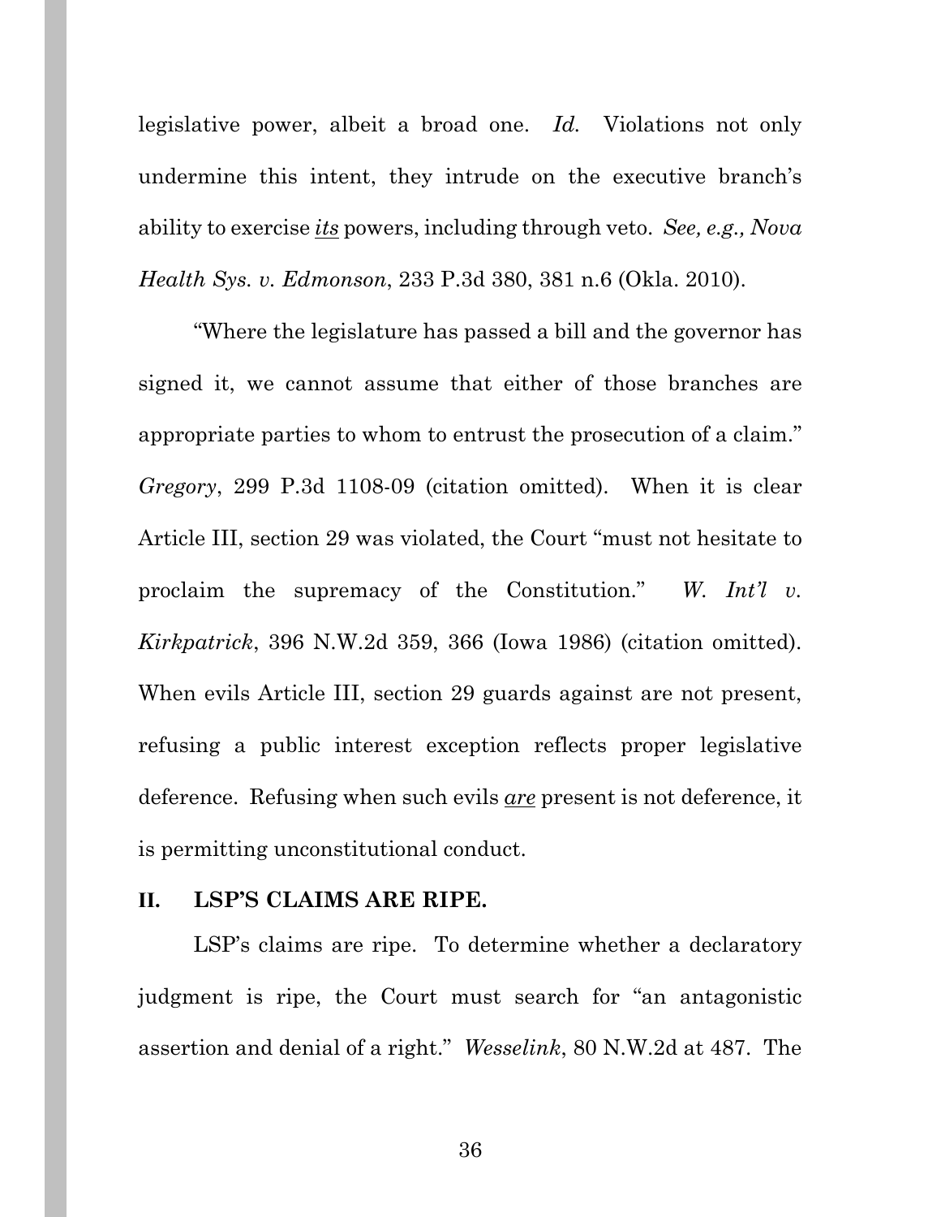legislative power, albeit a broad one. *Id.* Violations not only undermine this intent, they intrude on the executive branch's ability to exercise *its* powers, including through veto. *See, e.g., Nova Health Sys. v. Edmonson*, 233 P.3d 380, 381 n.6 (Okla. 2010).

"Where the legislature has passed a bill and the governor has signed it, we cannot assume that either of those branches are appropriate parties to whom to entrust the prosecution of a claim." *Gregory*, 299 P.3d 1108-09 (citation omitted). When it is clear Article III, section 29 was violated, the Court "must not hesitate to proclaim the supremacy of the Constitution." *W. Int'l v. Kirkpatrick*, 396 N.W.2d 359, 366 (Iowa 1986) (citation omitted). When evils Article III, section 29 guards against are not present, refusing a public interest exception reflects proper legislative deference. Refusing when such evils *are* present is not deference, it is permitting unconstitutional conduct.

## II. LSP'S CLAIMS ARE RIPE.

LSP's claims are ripe. To determine whether a declaratory judgment is ripe, the Court must search for "an antagonistic assertion and denial of a right." *Wesselink*, 80 N.W.2d at 487. The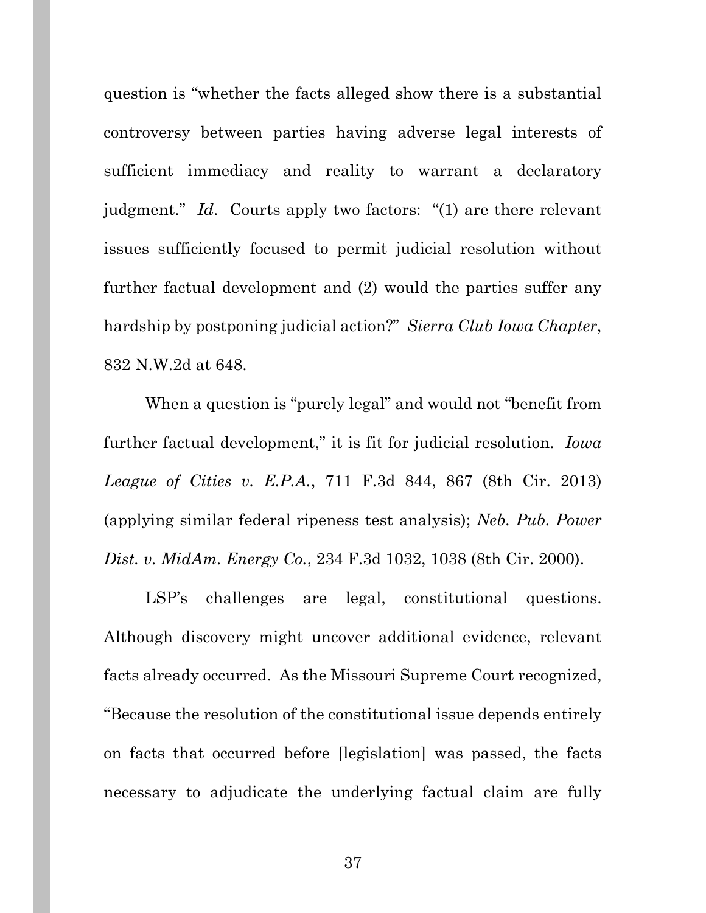question is "whether the facts alleged show there is a substantial controversy between parties having adverse legal interests of sufficient immediacy and reality to warrant a declaratory judgment." *Id*. Courts apply two factors: "(1) are there relevant issues sufficiently focused to permit judicial resolution without further factual development and (2) would the parties suffer any hardship by postponing judicial action?" *Sierra Club Iowa Chapter*, 832 N.W.2d at 648.

When a question is "purely legal" and would not "benefit from further factual development," it is fit for judicial resolution. *Iowa League of Cities v. E.P.A.*, 711 F.3d 844, 867 (8th Cir. 2013) (applying similar federal ripeness test analysis); *Neb. Pub. Power Dist. v. MidAm. Energy Co.*, 234 F.3d 1032, 1038 (8th Cir. 2000).

LSP's challenges are legal, constitutional questions. Although discovery might uncover additional evidence, relevant facts already occurred. As the Missouri Supreme Court recognized, "Because the resolution of the constitutional issue depends entirely on facts that occurred before [legislation] was passed, the facts necessary to adjudicate the underlying factual claim are fully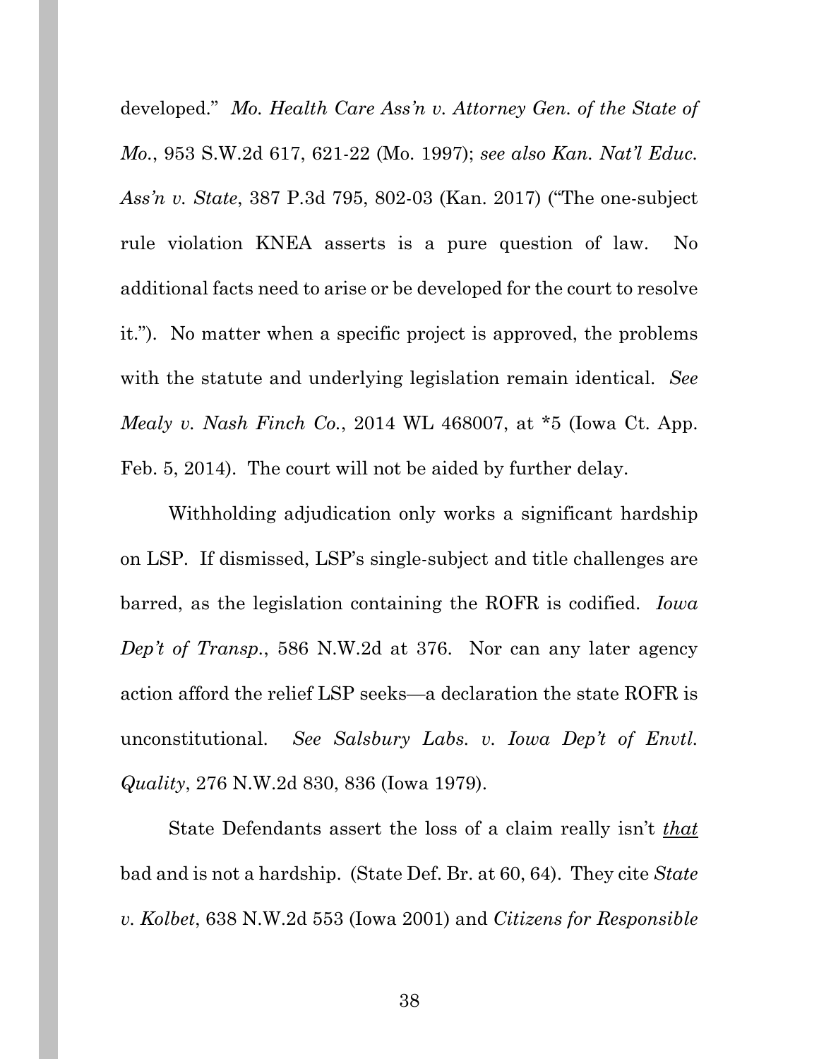developed." *Mo. Health Care Ass'n v. Attorney Gen. of the State of Mo.*, 953 S.W.2d 617, 621-22 (Mo. 1997); *see also Kan. Nat'l Educ. Ass'n v. State*, 387 P.3d 795, 802-03 (Kan. 2017) ("The one-subject rule violation KNEA asserts is a pure question of law. No additional facts need to arise or be developed for the court to resolve it."). No matter when a specific project is approved, the problems with the statute and underlying legislation remain identical. *See Mealy v. Nash Finch Co.*, 2014 WL 468007, at *5 (Iowa Ct. App. Feb. 5, 2014). The court will not be aided by further delay.

Withholding adjudication only works a significant hardship on LSP. If dismissed, LSP's single-subject and title challenges are barred, as the legislation containing the ROFR is codified. *Iowa Dep't of Transp.*, 586 N.W.2d at 376. Nor can any later agency action afford the relief LSP seeks—a declaration the state ROFR is unconstitutional. *See Salsbury Labs. v. Iowa Dep't of Envtl. Quality*, 276 N.W.2d 830, 836 (Iowa 1979).

State Defendants assert the loss of a claim really isn't ***that*** bad and is not a hardship. (State Def. Br. at 60, 64). They cite *State v. Kolbet*, 638 N.W.2d 553 (Iowa 2001) and *Citizens for Responsible*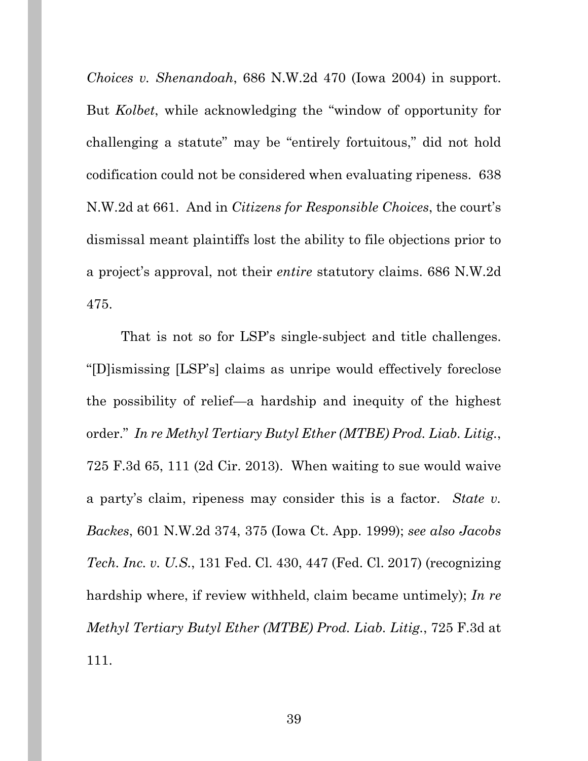*Choices v. Shenandoah*, 686 N.W.2d 470 (Iowa 2004) in support. But *Kolbet*, while acknowledging the "window of opportunity for challenging a statute" may be "entirely fortuitous," did not hold codification could not be considered when evaluating ripeness. 638 N.W.2d at 661. And in *Citizens for Responsible Choices*, the court's dismissal meant plaintiffs lost the ability to file objections prior to a project's approval, not their *entire* statutory claims. 686 N.W.2d 475.

That is not so for LSP's single-subject and title challenges. "[D]ismissing [LSP's] claims as unripe would effectively foreclose the possibility of relief—a hardship and inequity of the highest order." *In re Methyl Tertiary Butyl Ether (MTBE) Prod. Liab. Litig.*, 725 F.3d 65, 111 (2d Cir. 2013). When waiting to sue would waive a party's claim, ripeness may consider this is a factor. *State v. Backes*, 601 N.W.2d 374, 375 (Iowa Ct. App. 1999); *see also Jacobs Tech. Inc. v. U.S.*, 131 Fed. Cl. 430, 447 (Fed. Cl. 2017) (recognizing hardship where, if review withheld, claim became untimely); *In re Methyl Tertiary Butyl Ether (MTBE) Prod. Liab. Litig.*, 725 F.3d at 111.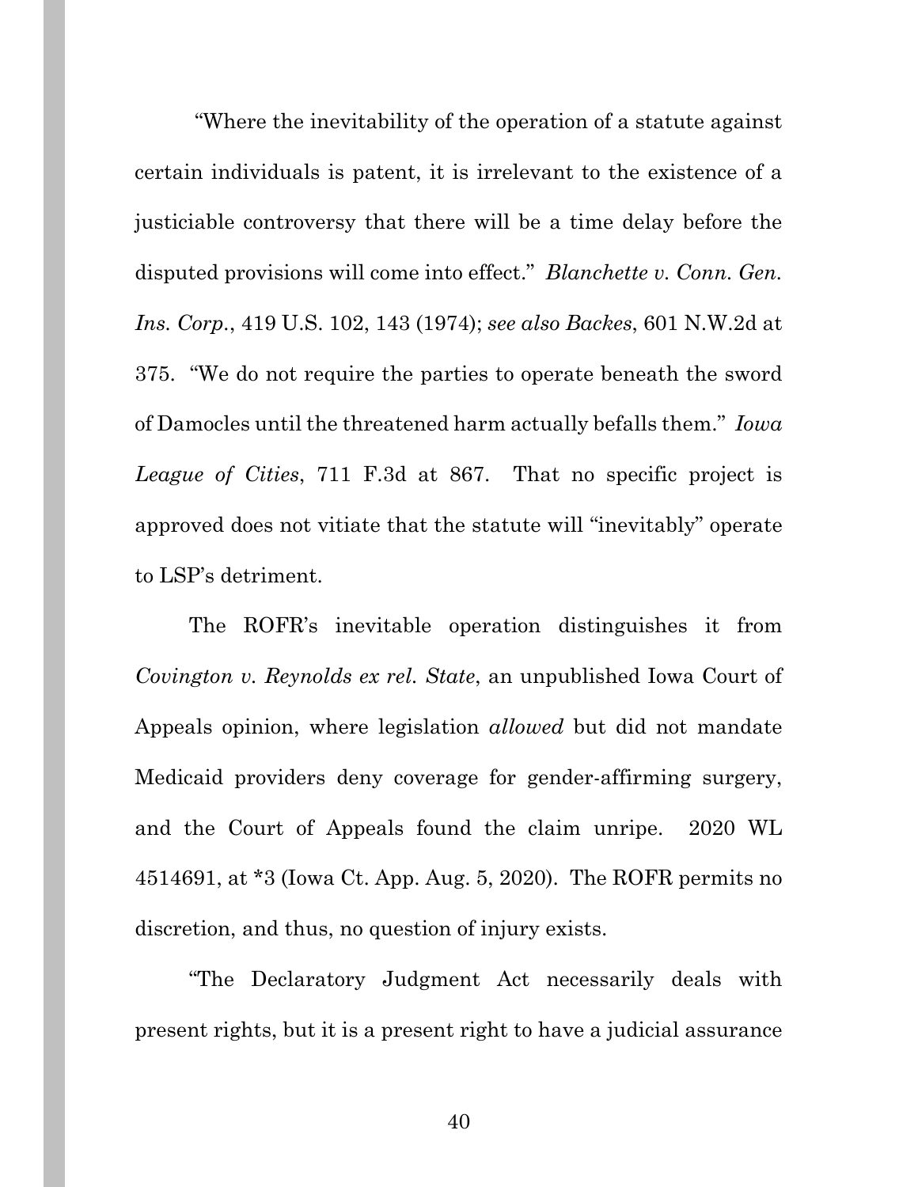"Where the inevitability of the operation of a statute against certain individuals is patent, it is irrelevant to the existence of a justiciable controversy that there will be a time delay before the disputed provisions will come into effect." *Blanchette v. Conn. Gen. Ins. Corp.*, 419 U.S. 102, 143 (1974); *see also Backes*, 601 N.W.2d at 375. "We do not require the parties to operate beneath the sword of Damocles until the threatened harm actually befalls them." *Iowa League of Cities*, 711 F.3d at 867. That no specific project is approved does not vitiate that the statute will "inevitably" operate to LSP's detriment.

The ROFR's inevitable operation distinguishes it from *Covington v. Reynolds ex rel. State*, an unpublished Iowa Court of Appeals opinion, where legislation *allowed* but did not mandate Medicaid providers deny coverage for gender-affirming surgery, and the Court of Appeals found the claim unripe. 2020 WL 4514691, at *3 (Iowa Ct. App. Aug. 5, 2020). The ROFR permits no discretion, and thus, no question of injury exists.

"The Declaratory Judgment Act necessarily deals with present rights, but it is a present right to have a judicial assurance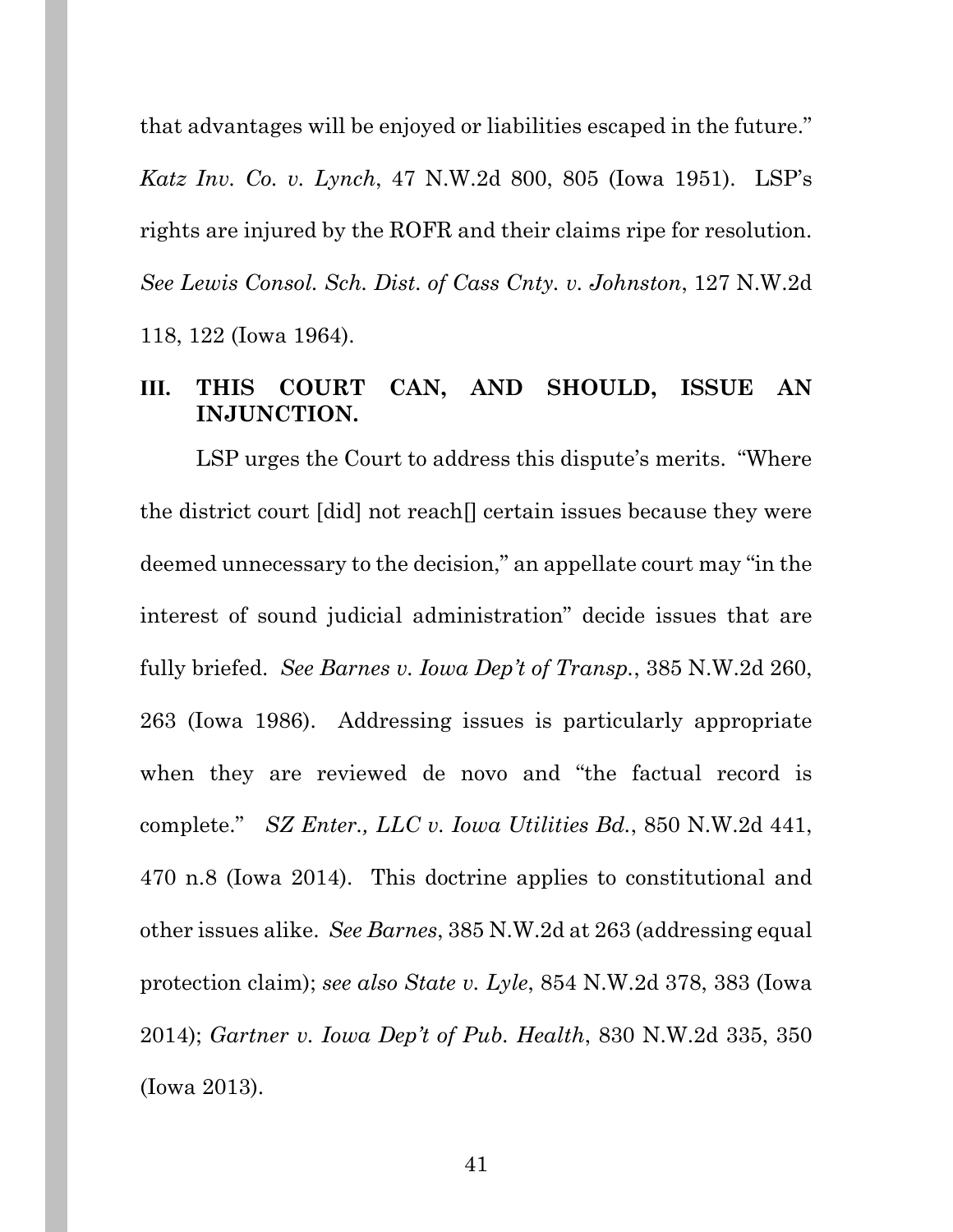that advantages will be enjoyed or liabilities escaped in the future." *Katz Inv. Co. v. Lynch*, 47 N.W.2d 800, 805 (Iowa 1951). LSP's rights are injured by the ROFR and their claims ripe for resolution. *See Lewis Consol. Sch. Dist. of Cass Cnty. v. Johnston*, 127 N.W.2d 118, 122 (Iowa 1964).

## III. THIS COURT CAN, AND SHOULD, ISSUE AN INJUNCTION.

LSP urges the Court to address this dispute's merits. "Where the district court [did] not reach[] certain issues because they were deemed unnecessary to the decision," an appellate court may "in the interest of sound judicial administration" decide issues that are fully briefed. *See Barnes v. Iowa Dep't of Transp.*, 385 N.W.2d 260, 263 (Iowa 1986). Addressing issues is particularly appropriate when they are reviewed de novo and "the factual record is complete." *SZ Enter., LLC v. Iowa Utilities Bd.*, 850 N.W.2d 441, 470 n.8 (Iowa 2014). This doctrine applies to constitutional and other issues alike. *See Barnes*, 385 N.W.2d at 263 (addressing equal protection claim); *see also State v. Lyle*, 854 N.W.2d 378, 383 (Iowa 2014); *Gartner v. Iowa Dep't of Pub. Health*, 830 N.W.2d 335, 350 (Iowa 2013).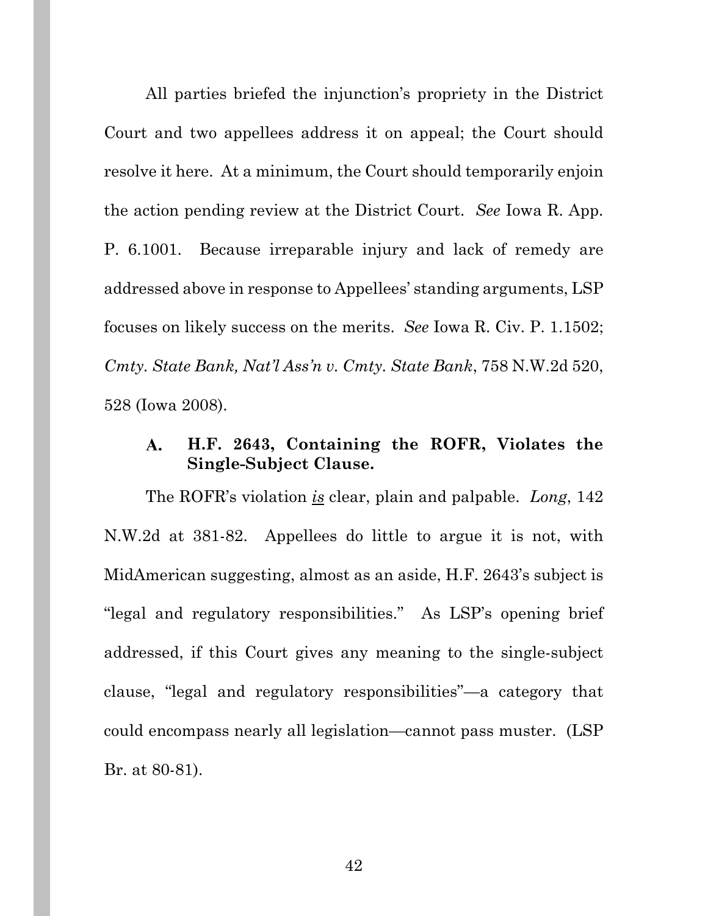All parties briefed the injunction's propriety in the District Court and two appellees address it on appeal; the Court should resolve it here. At a minimum, the Court should temporarily enjoin the action pending review at the District Court. *See* Iowa R. App. P. 6.1001. Because irreparable injury and lack of remedy are addressed above in response to Appellees' standing arguments, LSP focuses on likely success on the merits. *See* Iowa R. Civ. P. 1.1502; *Cmty. State Bank, Nat'l Ass'n v. Cmty. State Bank*, 758 N.W.2d 520, 528 (Iowa 2008).

### A. H.F. 2643, Containing the ROFR, Violates the Single-Subject Clause.

The ROFR's violation ***is*** clear, plain and palpable. *Long*, 142 N.W.2d at 381-82. Appellees do little to argue it is not, with MidAmerican suggesting, almost as an aside, H.F. 2643's subject is "legal and regulatory responsibilities." As LSP's opening brief addressed, if this Court gives any meaning to the single-subject clause, "legal and regulatory responsibilities"—a category that could encompass nearly all legislation—cannot pass muster. (LSP Br. at 80-81).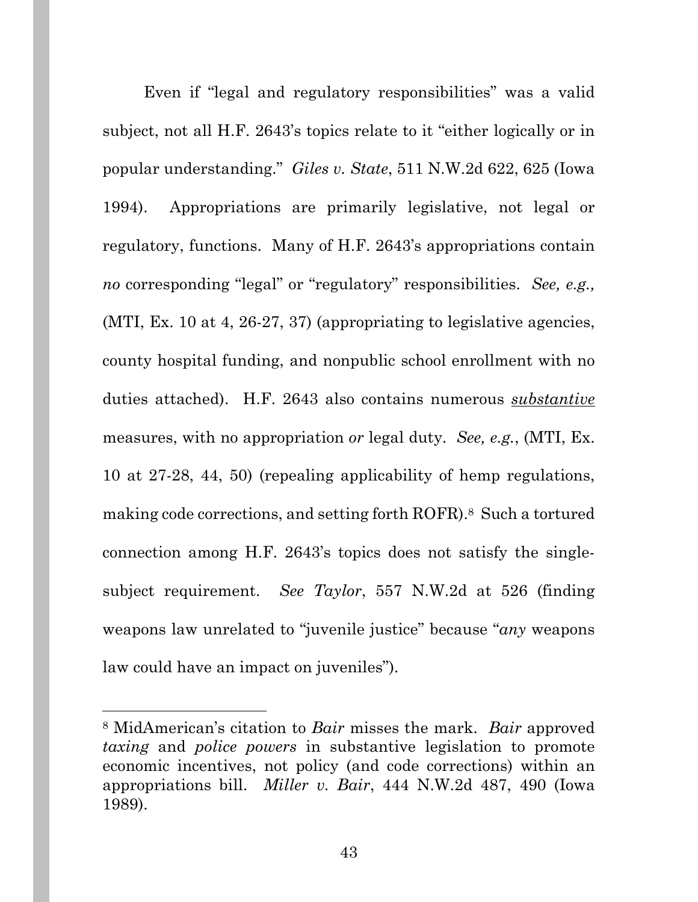Even if "legal and regulatory responsibilities" was a valid subject, not all H.F. 2643's topics relate to it "either logically or in popular understanding." *Giles v. State*, 511 N.W.2d 622, 625 (Iowa 1994). Appropriations are primarily legislative, not legal or regulatory, functions. Many of H.F. 2643's appropriations contain *no* corresponding "legal" or "regulatory" responsibilities. *See, e.g.,* (MTI, Ex. 10 at 4, 26-27, 37) (appropriating to legislative agencies, county hospital funding, and nonpublic school enrollment with no duties attached). H.F. 2643 also contains numerous <u>*substantive*</u> measures, with no appropriation *or* legal duty. *See, e.g.*, (MTI, Ex. 10 at 27-28, 44, 50) (repealing applicability of hemp regulations, making code corrections, and setting forth ROFR).[8] Such a tortured connection among H.F. 2643's topics does not satisfy the single-subject requirement. *See Taylor*, 557 N.W.2d at 526 (finding weapons law unrelated to "juvenile justice" because "*any* weapons law could have an impact on juveniles").

---

[8] MidAmerican's citation to *Bair* misses the mark. *Bair* approved *taxing* and *police powers* in substantive legislation to promote economic incentives, not policy (and code corrections) within an appropriations bill. *Miller v. Bair*, 444 N.W.2d 487, 490 (Iowa 1989).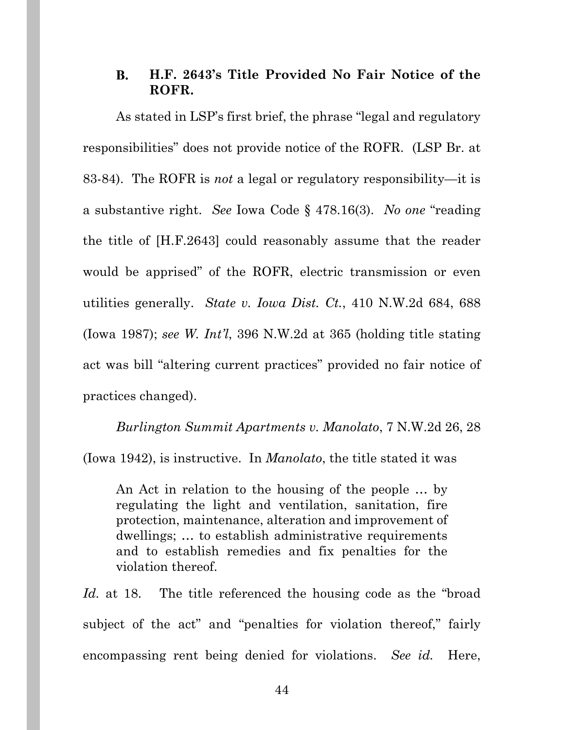### B. H.F. 2643's Title Provided No Fair Notice of the ROFR.

As stated in LSP's first brief, the phrase "legal and regulatory responsibilities" does not provide notice of the ROFR. (LSP Br. at 83-84). The ROFR is *not* a legal or regulatory responsibility—it is a substantive right. *See* Iowa Code § 478.16(3). *No one* "reading the title of [H.F.2643] could reasonably assume that the reader would be apprised" of the ROFR, electric transmission or even utilities generally. *State v. Iowa Dist. Ct.*, 410 N.W.2d 684, 688 (Iowa 1987); *see W. Int'l*, 396 N.W.2d at 365 (holding title stating act was bill "altering current practices" provided no fair notice of practices changed).

*Burlington Summit Apartments v. Manolato*, 7 N.W.2d 26, 28 (Iowa 1942), is instructive. In *Manolato*, the title stated it was

> An Act in relation to the housing of the people … by regulating the light and ventilation, sanitation, fire protection, maintenance, alteration and improvement of dwellings; … to establish administrative requirements and to establish remedies and fix penalties for the violation thereof.

*Id.* at 18. The title referenced the housing code as the "broad subject of the act" and "penalties for violation thereof," fairly encompassing rent being denied for violations. *See id.* Here,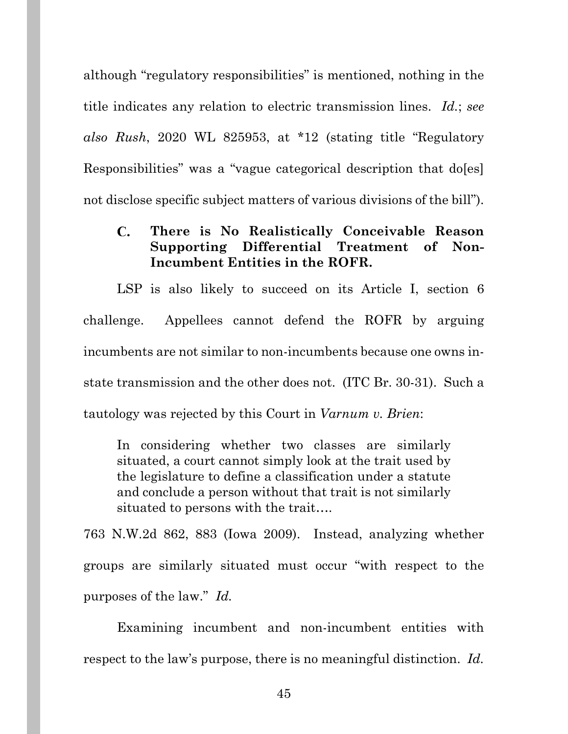although "regulatory responsibilities" is mentioned, nothing in the title indicates any relation to electric transmission lines. *Id.*; *see also Rush*, 2020 WL 825953, at *12 (stating title "Regulatory Responsibilities" was a "vague categorical description that do[es] not disclose specific subject matters of various divisions of the bill").

### C. There is No Realistically Conceivable Reason Supporting Differential Treatment of Non-Incumbent Entities in the ROFR.

LSP is also likely to succeed on its Article I, section 6 challenge. Appellees cannot defend the ROFR by arguing incumbents are not similar to non-incumbents because one owns in-state transmission and the other does not. (ITC Br. 30-31). Such a tautology was rejected by this Court in *Varnum v. Brien*:

> In considering whether two classes are similarly situated, a court cannot simply look at the trait used by the legislature to define a classification under a statute and conclude a person without that trait is not similarly situated to persons with the trait….

763 N.W.2d 862, 883 (Iowa 2009). Instead, analyzing whether groups are similarly situated must occur "with respect to the purposes of the law." *Id.*

Examining incumbent and non-incumbent entities with respect to the law's purpose, there is no meaningful distinction. *Id.*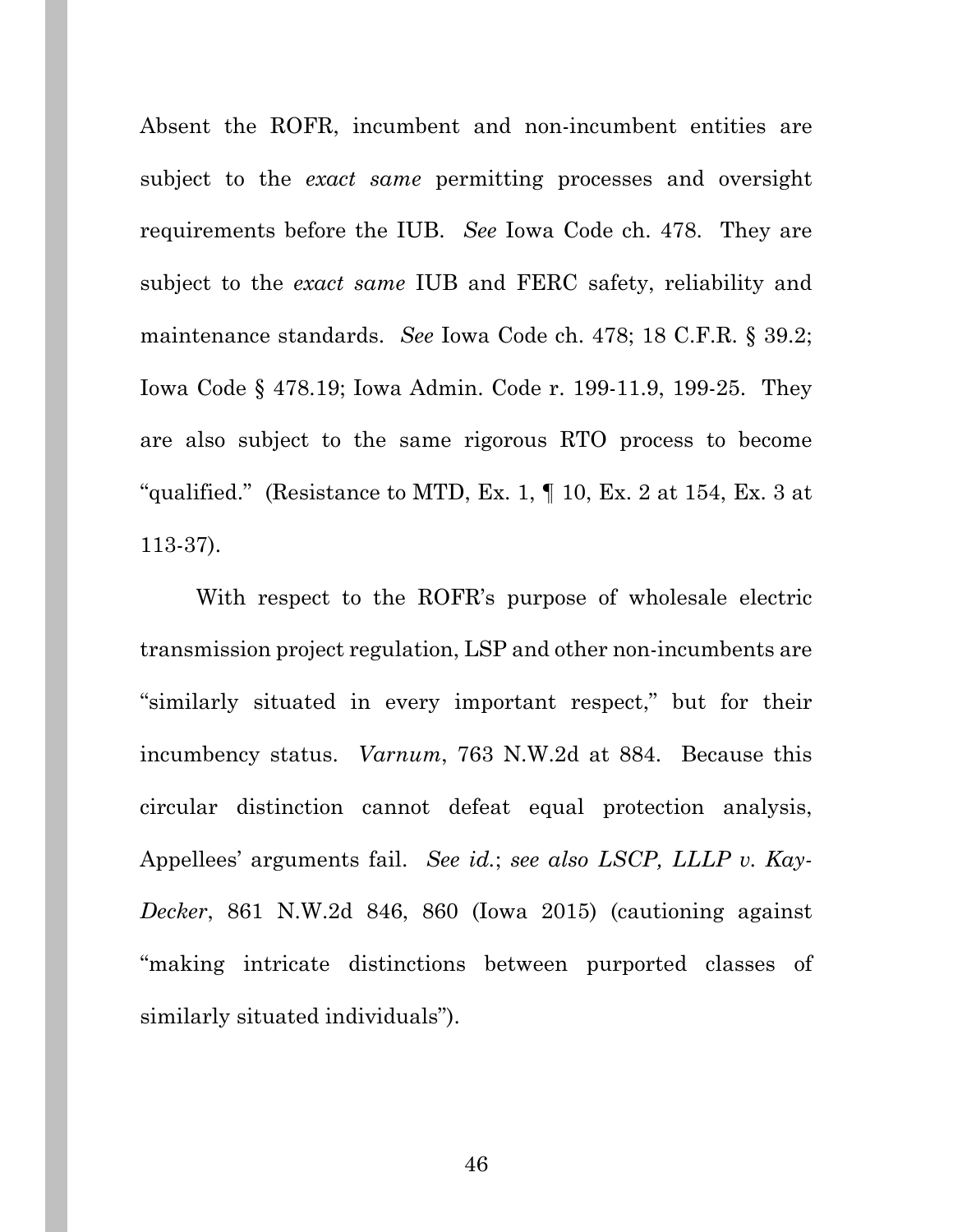Absent the ROFR, incumbent and non-incumbent entities are subject to the *exact same* permitting processes and oversight requirements before the IUB. *See* Iowa Code ch. 478. They are subject to the *exact same* IUB and FERC safety, reliability and maintenance standards. *See* Iowa Code ch. 478; 18 C.F.R. § 39.2; Iowa Code § 478.19; Iowa Admin. Code r. 199-11.9, 199-25. They are also subject to the same rigorous RTO process to become "qualified." (Resistance to MTD, Ex. 1, ¶ 10, Ex. 2 at 154, Ex. 3 at 113-37).

With respect to the ROFR's purpose of wholesale electric transmission project regulation, LSP and other non-incumbents are "similarly situated in every important respect," but for their incumbency status. *Varnum*, 763 N.W.2d at 884. Because this circular distinction cannot defeat equal protection analysis, Appellees' arguments fail. *See id.*; *see also LSCP, LLLP v. Kay-Decker*, 861 N.W.2d 846, 860 (Iowa 2015) (cautioning against "making intricate distinctions between purported classes of similarly situated individuals").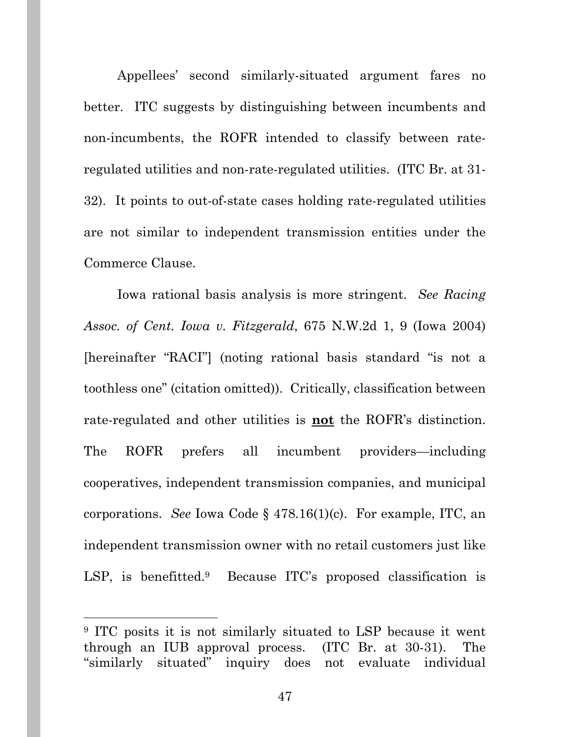Appellees' second similarly-situated argument fares no better. ITC suggests by distinguishing between incumbents and non-incumbents, the ROFR intended to classify between rate-regulated utilities and non-rate-regulated utilities. (ITC Br. at 31-32). It points to out-of-state cases holding rate-regulated utilities are not similar to independent transmission entities under the Commerce Clause.

Iowa rational basis analysis is more stringent. *See Racing Assoc. of Cent. Iowa v. Fitzgerald*, 675 N.W.2d 1, 9 (Iowa 2004) [hereinafter "RACI"] (noting rational basis standard "is not a toothless one" (citation omitted)). Critically, classification between rate-regulated and other utilities is **not** the ROFR's distinction. The ROFR prefers all incumbent providers—including cooperatives, independent transmission companies, and municipal corporations. *See* Iowa Code § 478.16(1)(c). For example, ITC, an independent transmission owner with no retail customers just like LSP, is benefitted.[9] Because ITC's proposed classification is

---

[9] ITC posits it is not similarly situated to LSP because it went through an IUB approval process. (ITC Br. at 30-31). The "similarly situated" inquiry does not evaluate individual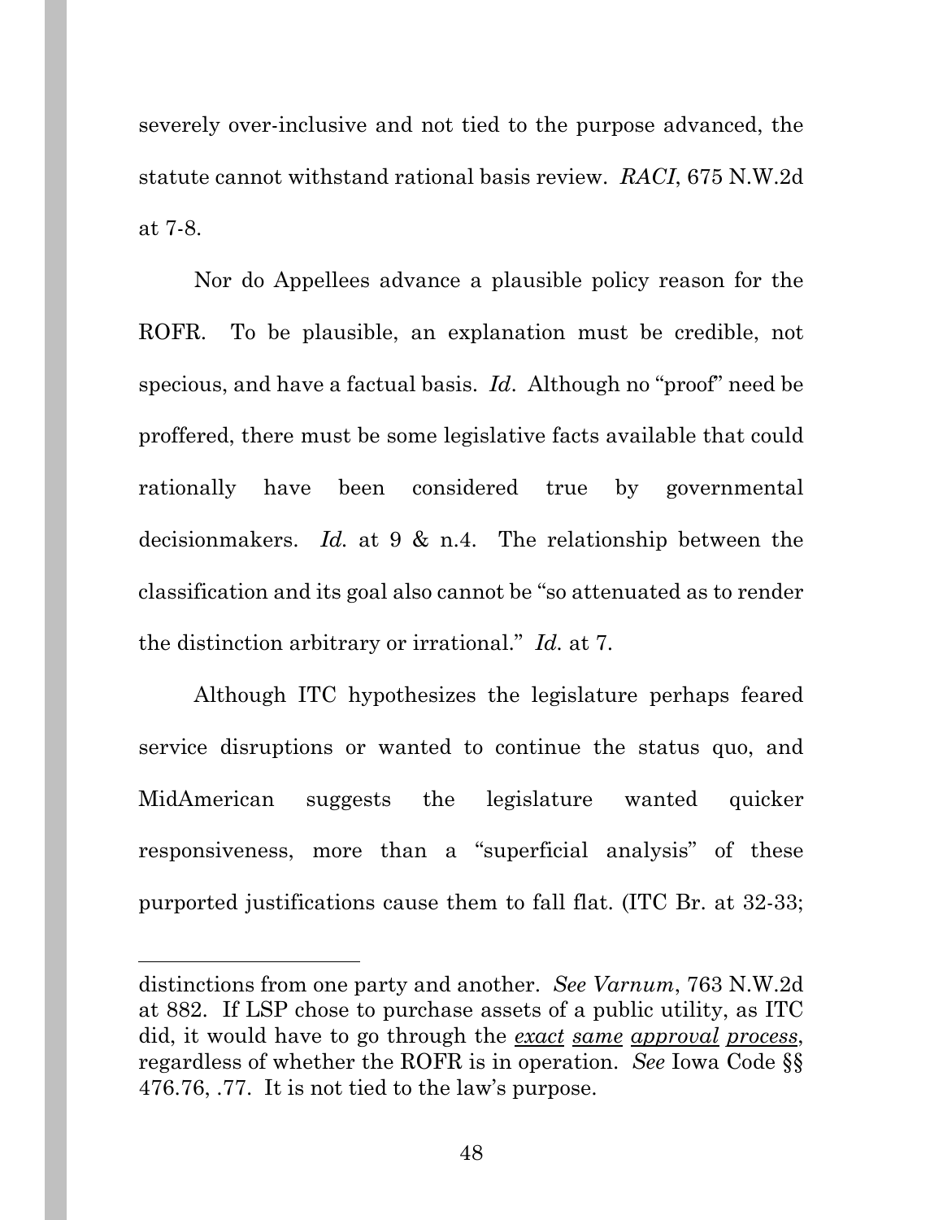severely over-inclusive and not tied to the purpose advanced, the statute cannot withstand rational basis review. *RACI*, 675 N.W.2d at 7-8.

Nor do Appellees advance a plausible policy reason for the ROFR. To be plausible, an explanation must be credible, not specious, and have a factual basis. *Id*. Although no "proof" need be proffered, there must be some legislative facts available that could rationally have been considered true by governmental decisionmakers. *Id.* at 9 & n.4. The relationship between the classification and its goal also cannot be "so attenuated as to render the distinction arbitrary or irrational." *Id.* at 7.

Although ITC hypothesizes the legislature perhaps feared service disruptions or wanted to continue the status quo, and MidAmerican suggests the legislature wanted quicker responsiveness, more than a "superficial analysis" of these purported justifications cause them to fall flat. (ITC Br. at 32-33;

---

distinctions from one party and another. *See Varnum*, 763 N.W.2d at 882. If LSP chose to purchase assets of a public utility, as ITC did, it would have to go through the <u>*exact same approval process*</u>, regardless of whether the ROFR is in operation. *See* Iowa Code §§ 476.76, .77. It is not tied to the law's purpose.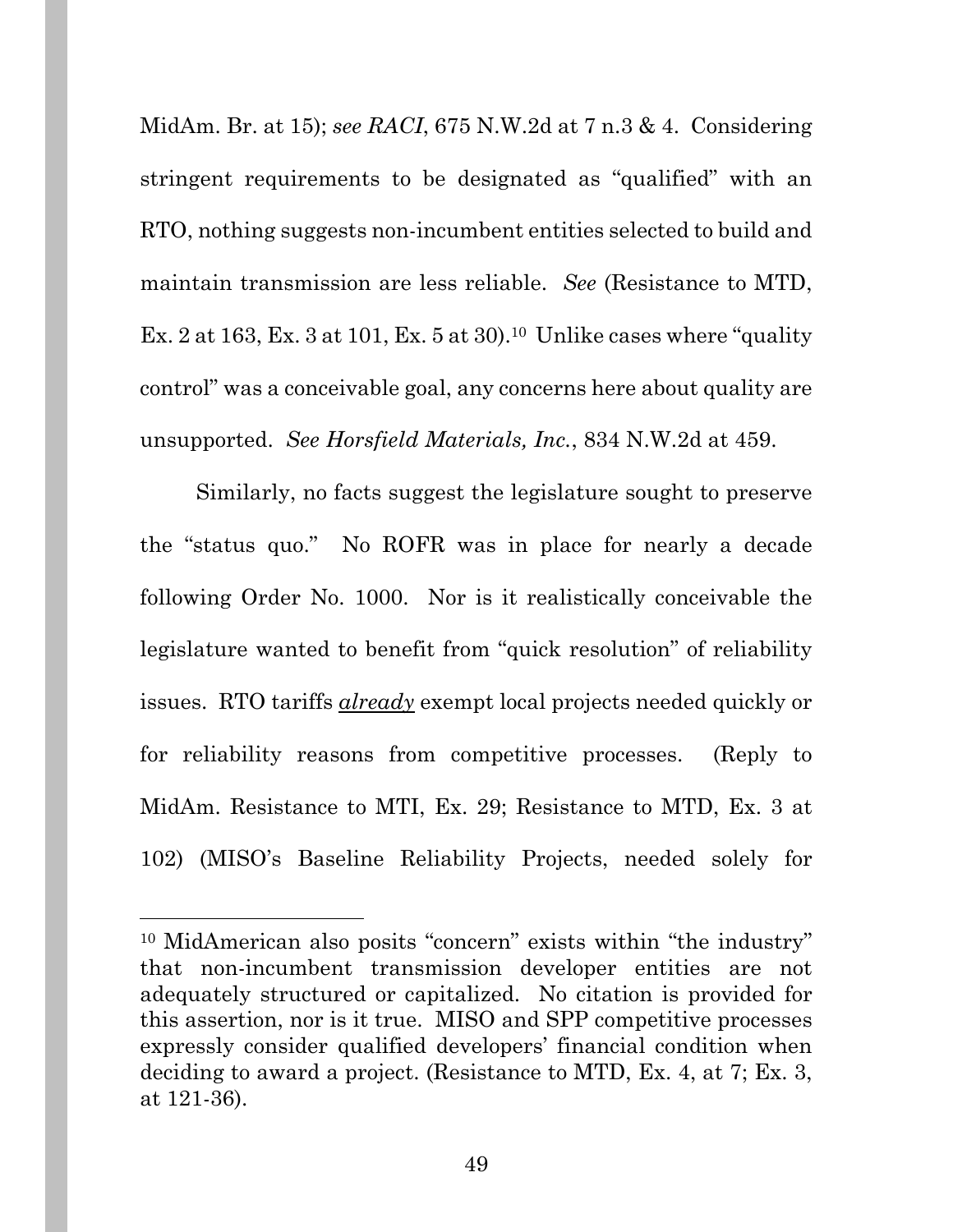MidAm. Br. at 15); *see RACI*, 675 N.W.2d at 7 n.3 & 4. Considering stringent requirements to be designated as "qualified" with an RTO, nothing suggests non-incumbent entities selected to build and maintain transmission are less reliable. *See* (Resistance to MTD, Ex. 2 at 163, Ex. 3 at 101, Ex. 5 at 30).[10] Unlike cases where "quality control" was a conceivable goal, any concerns here about quality are unsupported. *See Horsfield Materials, Inc.*, 834 N.W.2d at 459.

Similarly, no facts suggest the legislature sought to preserve the "status quo." No ROFR was in place for nearly a decade following Order No. 1000. Nor is it realistically conceivable the legislature wanted to benefit from "quick resolution" of reliability issues. RTO tariffs ***already*** exempt local projects needed quickly or for reliability reasons from competitive processes. (Reply to MidAm. Resistance to MTI, Ex. 29; Resistance to MTD, Ex. 3 at 102) (MISO's Baseline Reliability Projects, needed solely for

---

[10] MidAmerican also posits "concern" exists within "the industry" that non-incumbent transmission developer entities are not adequately structured or capitalized. No citation is provided for this assertion, nor is it true. MISO and SPP competitive processes expressly consider qualified developers' financial condition when deciding to award a project. (Resistance to MTD, Ex. 4, at 7; Ex. 3, at 121-36).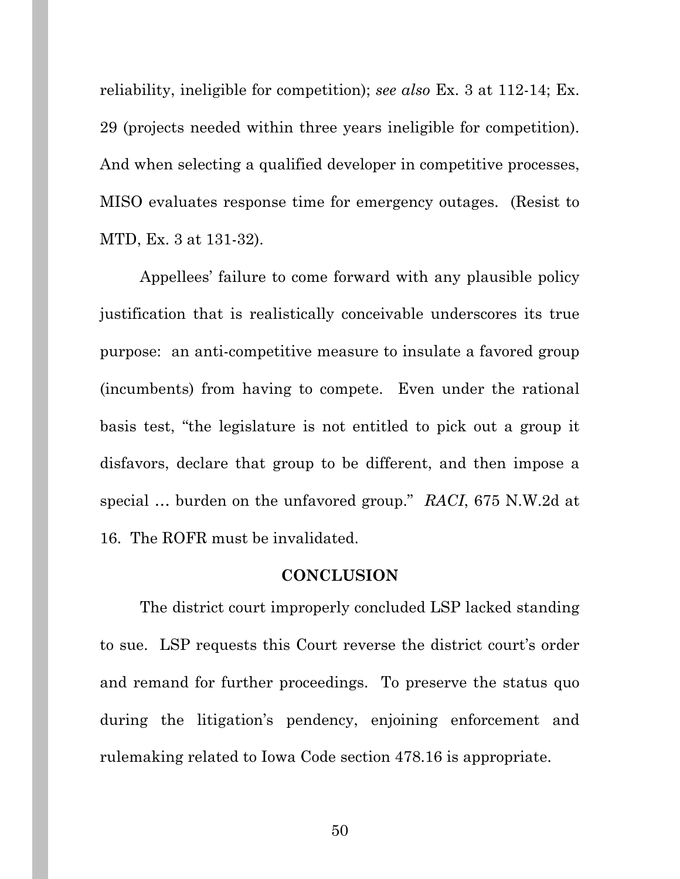reliability, ineligible for competition); *see also* Ex. 3 at 112-14; Ex. 29 (projects needed within three years ineligible for competition). And when selecting a qualified developer in competitive processes, MISO evaluates response time for emergency outages. (Resist to MTD, Ex. 3 at 131-32).

Appellees' failure to come forward with any plausible policy justification that is realistically conceivable underscores its true purpose: an anti-competitive measure to insulate a favored group (incumbents) from having to compete. Even under the rational basis test, "the legislature is not entitled to pick out a group it disfavors, declare that group to be different, and then impose a special … burden on the unfavored group." *RACI*, 675 N.W.2d at 16. The ROFR must be invalidated.

**CONCLUSION**

The district court improperly concluded LSP lacked standing to sue. LSP requests this Court reverse the district court's order and remand for further proceedings. To preserve the status quo during the litigation's pendency, enjoining enforcement and rulemaking related to Iowa Code section 478.16 is appropriate.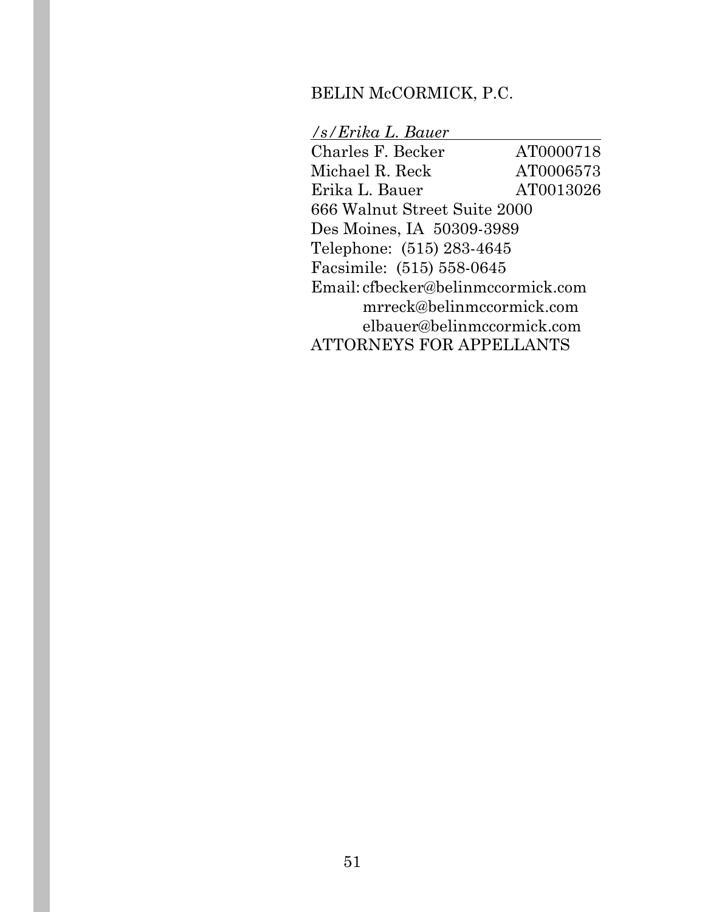BELIN McCORMICK, P.C.

*/s/Erika L. Bauer*

Charles F. Becker AT0000718
Michael R. Reck AT0006573
Erika L. Bauer AT0013026
666 Walnut Street Suite 2000
Des Moines, IA 50309-3989
Telephone: (515) 283-4645
Facsimile: (515) 558-0645
Email: cfbecker@belinmccormick.com
mrreck@belinmccormick.com
elbauer@belinmccormick.com
ATTORNEYS FOR APPELLANTS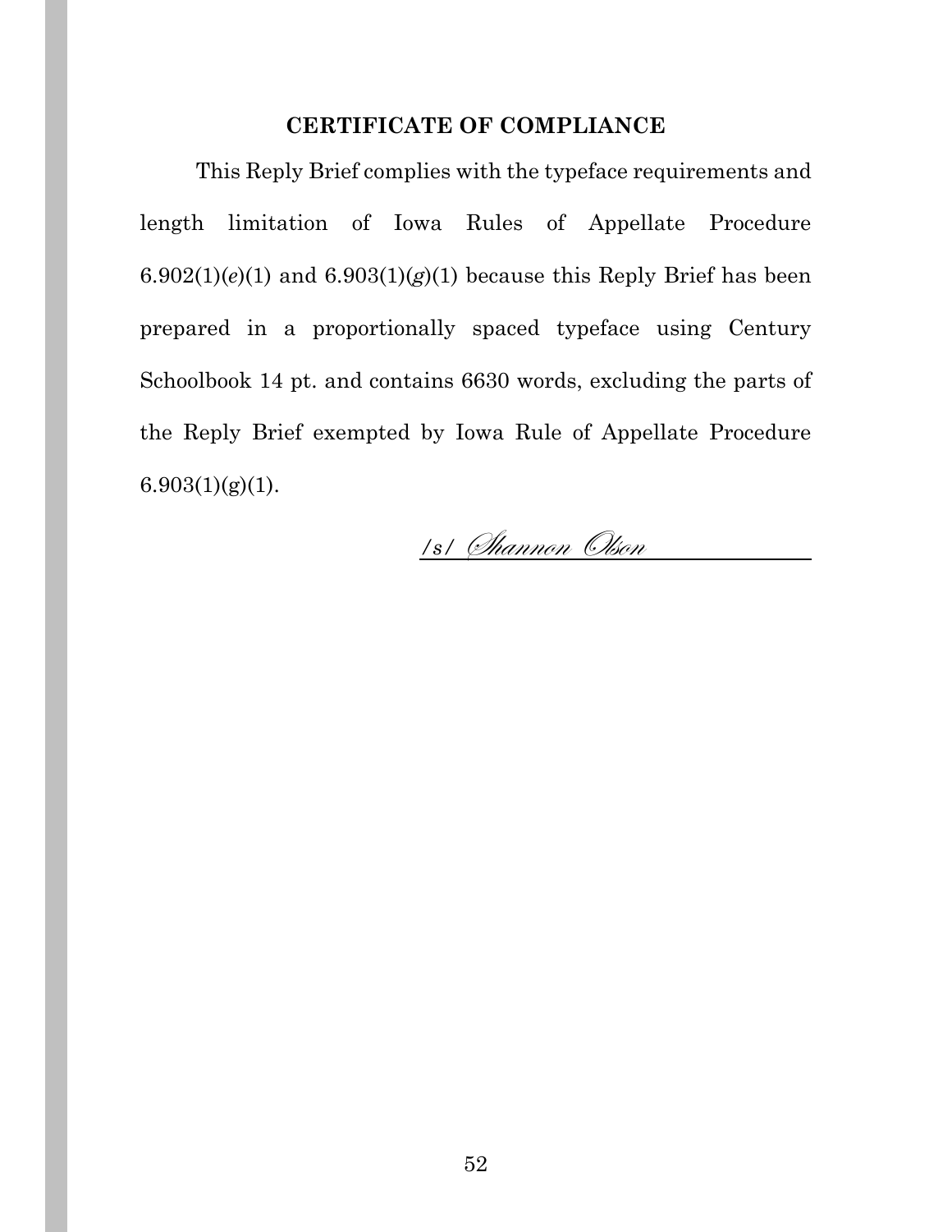## CERTIFICATE OF COMPLIANCE

This Reply Brief complies with the typeface requirements and length limitation of Iowa Rules of Appellate Procedure 6.902(1)(*e*)(1) and 6.903(1)(*g*)(1) because this Reply Brief has been prepared in a proportionally spaced typeface using Century Schoolbook 14 pt. and contains 6630 words, excluding the parts of the Reply Brief exempted by Iowa Rule of Appellate Procedure 6.903(1)(g)(1).

/s/ *Shannon Olson*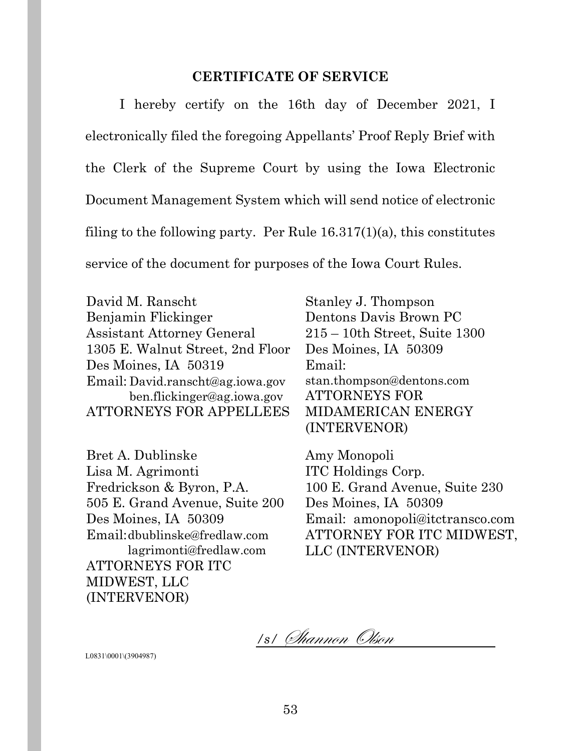## CERTIFICATE OF SERVICE

I hereby certify on the 16th day of December 2021, I electronically filed the foregoing Appellants' Proof Reply Brief with the Clerk of the Supreme Court by using the Iowa Electronic Document Management System which will send notice of electronic filing to the following party. Per Rule 16.317(1)(a), this constitutes service of the document for purposes of the Iowa Court Rules.

David M. Ranscht
Benjamin Flickinger
Assistant Attorney General
1305 E. Walnut Street, 2nd Floor
Des Moines, IA 50319
Email: David.ranscht@ag.iowa.gov
ben.flickinger@ag.iowa.gov
ATTORNEYS FOR APPELLEES

Stanley J. Thompson
Dentons Davis Brown PC
215 – 10th Street, Suite 1300
Des Moines, IA 50309
Email:
stan.thompson@dentons.com
ATTORNEYS FOR MIDAMERICAN ENERGY (INTERVENOR)

Bret A. Dublinske
Lisa M. Agrimonti
Fredrickson & Byron, P.A.
505 E. Grand Avenue, Suite 200
Des Moines, IA 50309
Email: dbublinske@fredlaw.com
lagrimonti@fredlaw.com
ATTORNEYS FOR ITC MIDWEST, LLC (INTERVENOR)

Amy Monopoli
ITC Holdings Corp.
100 E. Grand Avenue, Suite 230
Des Moines, IA 50309
Email: amonopoli@itctransco.com
ATTORNEY FOR ITC MIDWEST, LLC (INTERVENOR)

/s/ *Shannon Olson*

L0831\0001\(3904987)